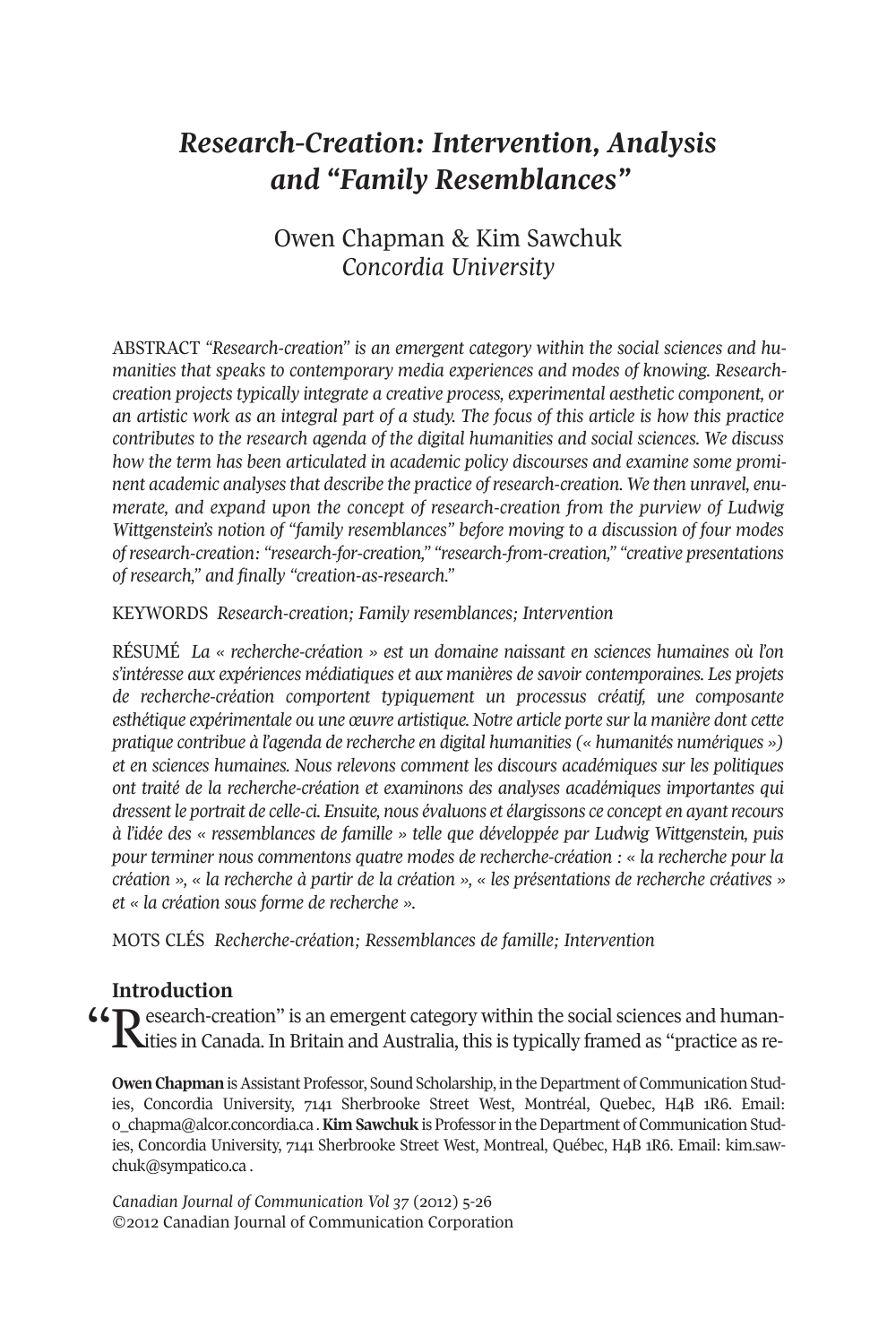# *Research-Creation: Intervention, Analysis and "Family Resemblances"*

Owen Chapman & Kim Sawchuk
*Concordia University*

ABSTRACT *"Research-creation" is an emergent category within the social sciences and humanities that speaks to contemporary media experiences and modes of knowing. Research-creation projects typically integrate a creative process, experimental aesthetic component, or an artistic work as an integral part of a study. The focus of this article is how this practice contributes to the research agenda of the digital humanities and social sciences. We discuss how the term has been articulated in academic policy discourses and examine some prominent academic analyses that describe the practice of research-creation. We then unravel, enumerate, and expand upon the concept of research-creation from the purview of Ludwig Wittgenstein's notion of "family resemblances" before moving to a discussion of four modes of research-creation: "research-for-creation," "research-from-creation," "creative presentations of research," and finally "creation-as-research."*

KEYWORDS *Research-creation; Family resemblances; Intervention*

RÉSUMÉ *La « recherche-création » est un domaine naissant en sciences humaines où l'on s'intéresse aux expériences médiatiques et aux manières de savoir contemporaines. Les projets de recherche-création comportent typiquement un processus créatif, une composante esthétique expérimentale ou une œuvre artistique. Notre article porte sur la manière dont cette pratique contribue à l'agenda de recherche en digital humanities (« humanités numériques ») et en sciences humaines. Nous relevons comment les discours académiques sur les politiques ont traité de la recherche-création et examinons des analyses académiques importantes qui dressent le portrait de celle-ci. Ensuite, nous évaluons et élargissons ce concept en ayant recours à l'idée des « ressemblances de famille » telle que développée par Ludwig Wittgenstein, puis pour terminer nous commentons quatre modes de recherche-création : « la recherche pour la création », « la recherche à partir de la création », « les présentations de recherche créatives » et « la création sous forme de recherche ».*

MOTS CLÉS *Recherche-création; Ressemblances de famille; Intervention*

## Introduction

"Research-creation" is an emergent category within the social sciences and humanities in Canada. In Britain and Australia, this is typically framed as "practice as re-

**Owen Chapman** is Assistant Professor, Sound Scholarship, in the Department of Communication Studies, Concordia University, 7141 Sherbrooke Street West, Montréal, Quebec, H4B 1R6. Email: o_chapma@alcor.concordia.ca . **Kim Sawchuk** is Professor in the Department of Communication Studies, Concordia University, 7141 Sherbrooke Street West, Montreal, Québec, H4B 1R6. Email: kim.sawchuk@sympatico.ca .

*Canadian Journal of Communication Vol 37* (2012) 5-26
©2012 Canadian Journal of Communication Corporation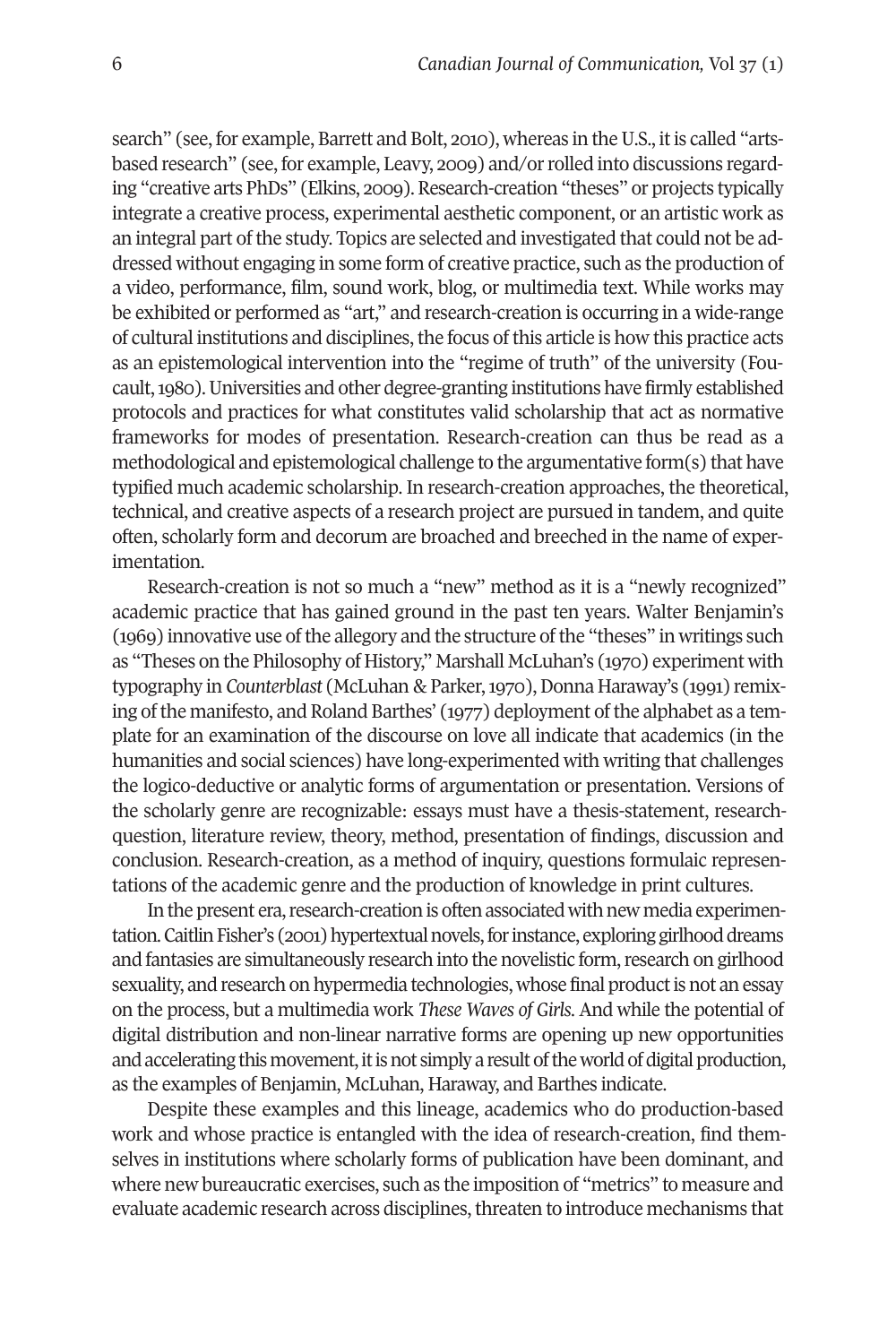search" (see, for example, Barrett and Bolt, 2010), whereas in the U.S., it is called "arts-based research" (see, for example, Leavy, 2009) and/or rolled into discussions regarding "creative arts PhDs" (Elkins, 2009). Research-creation "theses" or projects typically integrate a creative process, experimental aesthetic component, or an artistic work as an integral part of the study. Topics are selected and investigated that could not be addressed without engaging in some form of creative practice, such as the production of a video, performance, film, sound work, blog, or multimedia text. While works may be exhibited or performed as "art," and research-creation is occurring in a wide-range of cultural institutions and disciplines, the focus of this article is how this practice acts as an epistemological intervention into the "regime of truth" of the university (Foucault, 1980). Universities and other degree-granting institutions have firmly established protocols and practices for what constitutes valid scholarship that act as normative frameworks for modes of presentation. Research-creation can thus be read as a methodological and epistemological challenge to the argumentative form(s) that have typified much academic scholarship. In research-creation approaches, the theoretical, technical, and creative aspects of a research project are pursued in tandem, and quite often, scholarly form and decorum are broached and breeched in the name of experimentation.

Research-creation is not so much a "new" method as it is a "newly recognized" academic practice that has gained ground in the past ten years. Walter Benjamin's (1969) innovative use of the allegory and the structure of the "theses" in writings such as "Theses on the Philosophy of History," Marshall McLuhan's (1970) experiment with typography in *Counterblast* (McLuhan & Parker, 1970), Donna Haraway's (1991) remixing of the manifesto, and Roland Barthes' (1977) deployment of the alphabet as a template for an examination of the discourse on love all indicate that academics (in the humanities and social sciences) have long-experimented with writing that challenges the logico-deductive or analytic forms of argumentation or presentation. Versions of the scholarly genre are recognizable: essays must have a thesis-statement, research-question, literature review, theory, method, presentation of findings, discussion and conclusion. Research-creation, as a method of inquiry, questions formulaic representations of the academic genre and the production of knowledge in print cultures.

In the present era, research-creation is often associated with new media experimentation. Caitlin Fisher's (2001) hypertextual novels, for instance, exploring girlhood dreams and fantasies are simultaneously research into the novelistic form, research on girlhood sexuality, and research on hypermedia technologies, whose final product is not an essay on the process, but a multimedia work *These Waves of Girls*. And while the potential of digital distribution and non-linear narrative forms are opening up new opportunities and accelerating this movement, it is not simply a result of the world of digital production, as the examples of Benjamin, McLuhan, Haraway, and Barthes indicate.

Despite these examples and this lineage, academics who do production-based work and whose practice is entangled with the idea of research-creation, find themselves in institutions where scholarly forms of publication have been dominant, and where new bureaucratic exercises, such as the imposition of "metrics" to measure and evaluate academic research across disciplines, threaten to introduce mechanisms that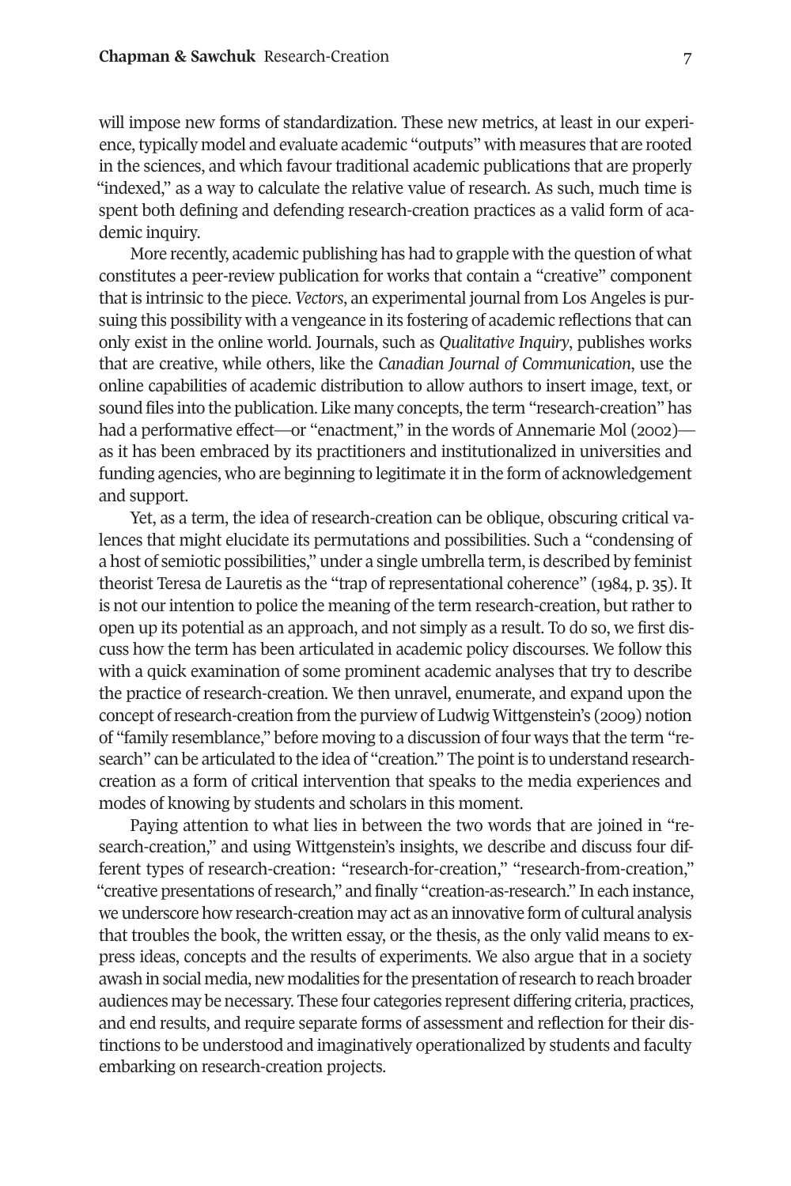will impose new forms of standardization. These new metrics, at least in our experience, typically model and evaluate academic "outputs" with measures that are rooted in the sciences, and which favour traditional academic publications that are properly "indexed," as a way to calculate the relative value of research. As such, much time is spent both defining and defending research-creation practices as a valid form of academic inquiry.

More recently, academic publishing has had to grapple with the question of what constitutes a peer-review publication for works that contain a "creative" component that is intrinsic to the piece. *Vectors*, an experimental journal from Los Angeles is pursuing this possibility with a vengeance in its fostering of academic reflections that can only exist in the online world. Journals, such as *Qualitative Inquiry*, publishes works that are creative, while others, like the *Canadian Journal of Communication*, use the online capabilities of academic distribution to allow authors to insert image, text, or sound files into the publication. Like many concepts, the term "research-creation" has had a performative effect—or "enactment," in the words of Annemarie Mol (2002)—as it has been embraced by its practitioners and institutionalized in universities and funding agencies, who are beginning to legitimate it in the form of acknowledgement and support.

Yet, as a term, the idea of research-creation can be oblique, obscuring critical valences that might elucidate its permutations and possibilities. Such a "condensing of a host of semiotic possibilities," under a single umbrella term, is described by feminist theorist Teresa de Lauretis as the "trap of representational coherence" (1984, p. 35). It is not our intention to police the meaning of the term research-creation, but rather to open up its potential as an approach, and not simply as a result. To do so, we first discuss how the term has been articulated in academic policy discourses. We follow this with a quick examination of some prominent academic analyses that try to describe the practice of research-creation. We then unravel, enumerate, and expand upon the concept of research-creation from the purview of Ludwig Wittgenstein's (2009) notion of "family resemblance," before moving to a discussion of four ways that the term "research" can be articulated to the idea of "creation." The point is to understand research-creation as a form of critical intervention that speaks to the media experiences and modes of knowing by students and scholars in this moment.

Paying attention to what lies in between the two words that are joined in "research-creation," and using Wittgenstein's insights, we describe and discuss four different types of research-creation: "research-for-creation," "research-from-creation," "creative presentations of research," and finally "creation-as-research." In each instance, we underscore how research-creation may act as an innovative form of cultural analysis that troubles the book, the written essay, or the thesis, as the only valid means to express ideas, concepts and the results of experiments. We also argue that in a society awash in social media, new modalities for the presentation of research to reach broader audiences may be necessary. These four categories represent differing criteria, practices, and end results, and require separate forms of assessment and reflection for their distinctions to be understood and imaginatively operationalized by students and faculty embarking on research-creation projects.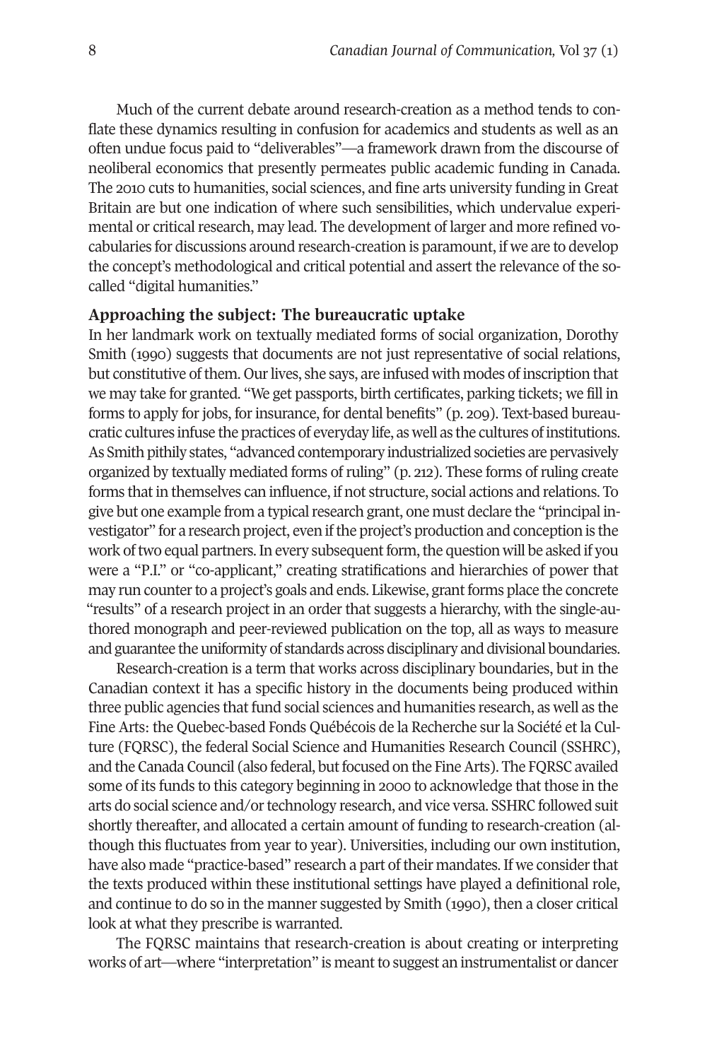Much of the current debate around research-creation as a method tends to conflate these dynamics resulting in confusion for academics and students as well as an often undue focus paid to "deliverables"—a framework drawn from the discourse of neoliberal economics that presently permeates public academic funding in Canada. The 2010 cuts to humanities, social sciences, and fine arts university funding in Great Britain are but one indication of where such sensibilities, which undervalue experimental or critical research, may lead. The development of larger and more refined vocabularies for discussions around research-creation is paramount, if we are to develop the concept's methodological and critical potential and assert the relevance of the so-called "digital humanities."

## Approaching the subject: The bureaucratic uptake

In her landmark work on textually mediated forms of social organization, Dorothy Smith (1990) suggests that documents are not just representative of social relations, but constitutive of them. Our lives, she says, are infused with modes of inscription that we may take for granted. "We get passports, birth certificates, parking tickets; we fill in forms to apply for jobs, for insurance, for dental benefits" (p. 209). Text-based bureaucratic cultures infuse the practices of everyday life, as well as the cultures of institutions. As Smith pithily states, "advanced contemporary industrialized societies are pervasively organized by textually mediated forms of ruling" (p. 212). These forms of ruling create forms that in themselves can influence, if not structure, social actions and relations. To give but one example from a typical research grant, one must declare the "principal investigator" for a research project, even if the project's production and conception is the work of two equal partners. In every subsequent form, the question will be asked if you were a "P.I." or "co-applicant," creating stratifications and hierarchies of power that may run counter to a project's goals and ends. Likewise, grant forms place the concrete "results" of a research project in an order that suggests a hierarchy, with the single-authored monograph and peer-reviewed publication on the top, all as ways to measure and guarantee the uniformity of standards across disciplinary and divisional boundaries.

Research-creation is a term that works across disciplinary boundaries, but in the Canadian context it has a specific history in the documents being produced within three public agencies that fund social sciences and humanities research, as well as the Fine Arts: the Quebec-based Fonds Québécois de la Recherche sur la Société et la Culture (FQRSC), the federal Social Science and Humanities Research Council (SSHRC), and the Canada Council (also federal, but focused on the Fine Arts). The FQRSC availed some of its funds to this category beginning in 2000 to acknowledge that those in the arts do social science and/or technology research, and vice versa. SSHRC followed suit shortly thereafter, and allocated a certain amount of funding to research-creation (although this fluctuates from year to year). Universities, including our own institution, have also made "practice-based" research a part of their mandates. If we consider that the texts produced within these institutional settings have played a definitional role, and continue to do so in the manner suggested by Smith (1990), then a closer critical look at what they prescribe is warranted.

The FQRSC maintains that research-creation is about creating or interpreting works of art—where "interpretation" is meant to suggest an instrumentalist or dancer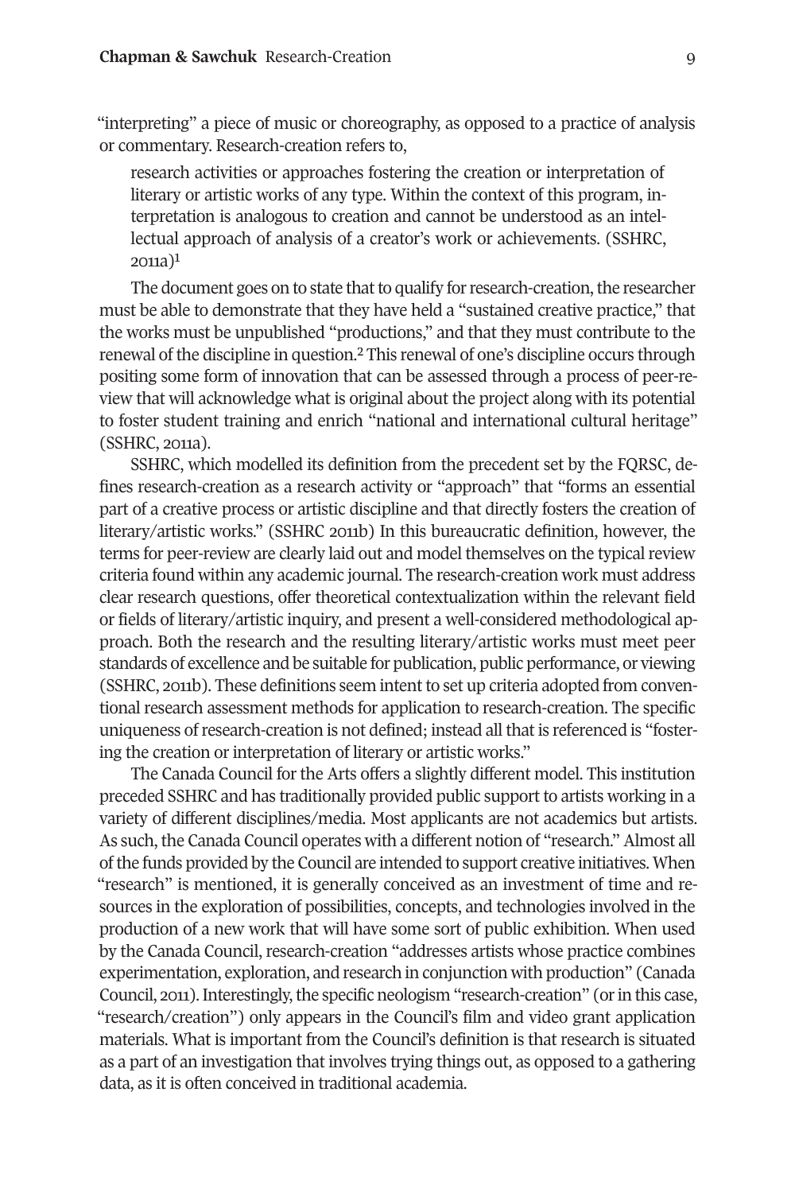"interpreting" a piece of music or choreography, as opposed to a practice of analysis or commentary. Research-creation refers to,

> research activities or approaches fostering the creation or interpretation of literary or artistic works of any type. Within the context of this program, interpretation is analogous to creation and cannot be understood as an intellectual approach of analysis of a creator's work or achievements. (SSHRC, 2011a)[1]

The document goes on to state that to qualify for research-creation, the researcher must be able to demonstrate that they have held a "sustained creative practice," that the works must be unpublished "productions," and that they must contribute to the renewal of the discipline in question.[2] This renewal of one's discipline occurs through positing some form of innovation that can be assessed through a process of peer-review that will acknowledge what is original about the project along with its potential to foster student training and enrich "national and international cultural heritage" (SSHRC, 2011a).

SSHRC, which modelled its definition from the precedent set by the FQRSC, defines research-creation as a research activity or "approach" that "forms an essential part of a creative process or artistic discipline and that directly fosters the creation of literary/artistic works." (SSHRC 2011b) In this bureaucratic definition, however, the terms for peer-review are clearly laid out and model themselves on the typical review criteria found within any academic journal. The research-creation work must address clear research questions, offer theoretical contextualization within the relevant field or fields of literary/artistic inquiry, and present a well-considered methodological approach. Both the research and the resulting literary/artistic works must meet peer standards of excellence and be suitable for publication, public performance, or viewing (SSHRC, 2011b). These definitions seem intent to set up criteria adopted from conventional research assessment methods for application to research-creation. The specific uniqueness of research-creation is not defined; instead all that is referenced is "fostering the creation or interpretation of literary or artistic works."

The Canada Council for the Arts offers a slightly different model. This institution preceded SSHRC and has traditionally provided public support to artists working in a variety of different disciplines/media. Most applicants are not academics but artists. As such, the Canada Council operates with a different notion of "research." Almost all of the funds provided by the Council are intended to support creative initiatives. When "research" is mentioned, it is generally conceived as an investment of time and resources in the exploration of possibilities, concepts, and technologies involved in the production of a new work that will have some sort of public exhibition. When used by the Canada Council, research-creation "addresses artists whose practice combines experimentation, exploration, and research in conjunction with production" (Canada Council, 2011). Interestingly, the specific neologism "research-creation" (or in this case, "research/creation") only appears in the Council's film and video grant application materials. What is important from the Council's definition is that research is situated as a part of an investigation that involves trying things out, as opposed to a gathering data, as it is often conceived in traditional academia.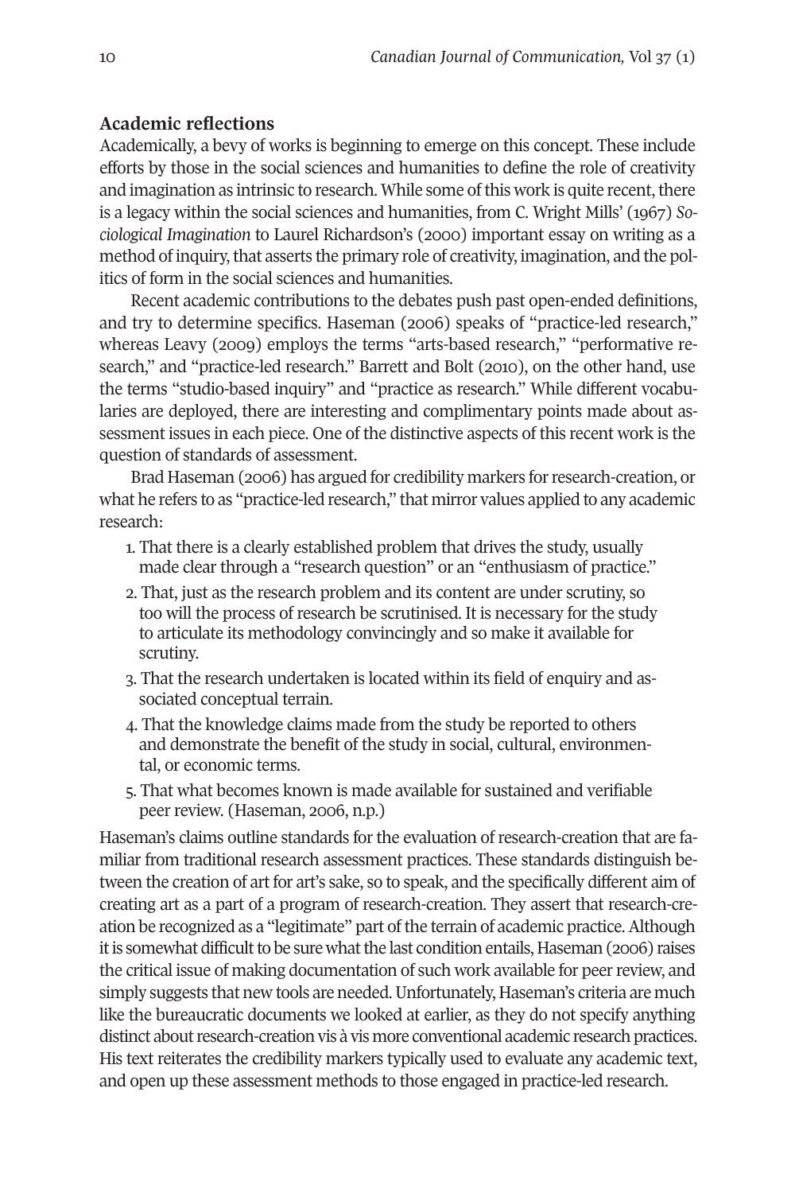## Academic reflections

Academically, a bevy of works is beginning to emerge on this concept. These include efforts by those in the social sciences and humanities to define the role of creativity and imagination as intrinsic to research. While some of this work is quite recent, there is a legacy within the social sciences and humanities, from C. Wright Mills' (1967) *Sociological Imagination* to Laurel Richardson's (2000) important essay on writing as a method of inquiry, that asserts the primary role of creativity, imagination, and the politics of form in the social sciences and humanities.

Recent academic contributions to the debates push past open-ended definitions, and try to determine specifics. Haseman (2006) speaks of "practice-led research," whereas Leavy (2009) employs the terms "arts-based research," "performative research," and "practice-led research." Barrett and Bolt (2010), on the other hand, use the terms "studio-based inquiry" and "practice as research." While different vocabularies are deployed, there are interesting and complimentary points made about assessment issues in each piece. One of the distinctive aspects of this recent work is the question of standards of assessment.

Brad Haseman (2006) has argued for credibility markers for research-creation, or what he refers to as "practice-led research," that mirror values applied to any academic research:

1. That there is a clearly established problem that drives the study, usually made clear through a "research question" or an "enthusiasm of practice."
2. That, just as the research problem and its content are under scrutiny, so too will the process of research be scrutinised. It is necessary for the study to articulate its methodology convincingly and so make it available for scrutiny.
3. That the research undertaken is located within its field of enquiry and associated conceptual terrain.
4. That the knowledge claims made from the study be reported to others and demonstrate the benefit of the study in social, cultural, environmental, or economic terms.
5. That what becomes known is made available for sustained and verifiable peer review. (Haseman, 2006, n.p.)

Haseman's claims outline standards for the evaluation of research-creation that are familiar from traditional research assessment practices. These standards distinguish between the creation of art for art's sake, so to speak, and the specifically different aim of creating art as a part of a program of research-creation. They assert that research-creation be recognized as a "legitimate" part of the terrain of academic practice. Although it is somewhat difficult to be sure what the last condition entails, Haseman (2006) raises the critical issue of making documentation of such work available for peer review, and simply suggests that new tools are needed. Unfortunately, Haseman's criteria are much like the bureaucratic documents we looked at earlier, as they do not specify anything distinct about research-creation vis à vis more conventional academic research practices. His text reiterates the credibility markers typically used to evaluate any academic text, and open up these assessment methods to those engaged in practice-led research.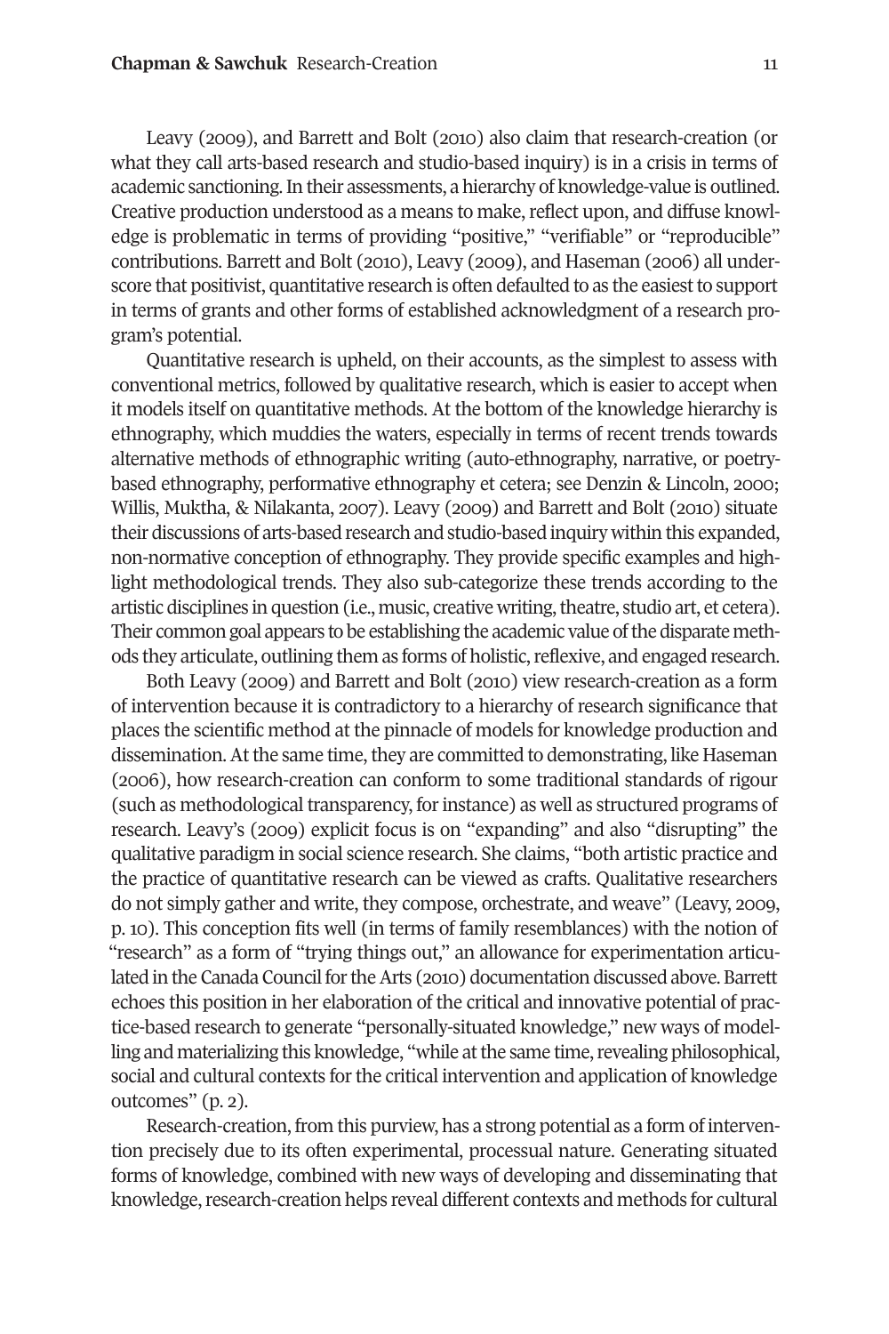Leavy (2009), and Barrett and Bolt (2010) also claim that research-creation (or what they call arts-based research and studio-based inquiry) is in a crisis in terms of academic sanctioning. In their assessments, a hierarchy of knowledge-value is outlined. Creative production understood as a means to make, reflect upon, and diffuse knowledge is problematic in terms of providing "positive," "verifiable" or "reproducible" contributions. Barrett and Bolt (2010), Leavy (2009), and Haseman (2006) all underscore that positivist, quantitative research is often defaulted to as the easiest to support in terms of grants and other forms of established acknowledgment of a research program's potential.

Quantitative research is upheld, on their accounts, as the simplest to assess with conventional metrics, followed by qualitative research, which is easier to accept when it models itself on quantitative methods. At the bottom of the knowledge hierarchy is ethnography, which muddies the waters, especially in terms of recent trends towards alternative methods of ethnographic writing (auto-ethnography, narrative, or poetry-based ethnography, performative ethnography et cetera; see Denzin & Lincoln, 2000; Willis, Muktha, & Nilakanta, 2007). Leavy (2009) and Barrett and Bolt (2010) situate their discussions of arts-based research and studio-based inquiry within this expanded, non-normative conception of ethnography. They provide specific examples and highlight methodological trends. They also sub-categorize these trends according to the artistic disciplines in question (i.e., music, creative writing, theatre, studio art, et cetera). Their common goal appears to be establishing the academic value of the disparate methods they articulate, outlining them as forms of holistic, reflexive, and engaged research.

Both Leavy (2009) and Barrett and Bolt (2010) view research-creation as a form of intervention because it is contradictory to a hierarchy of research significance that places the scientific method at the pinnacle of models for knowledge production and dissemination. At the same time, they are committed to demonstrating, like Haseman (2006), how research-creation can conform to some traditional standards of rigour (such as methodological transparency, for instance) as well as structured programs of research. Leavy's (2009) explicit focus is on "expanding" and also "disrupting" the qualitative paradigm in social science research. She claims, "both artistic practice and the practice of quantitative research can be viewed as crafts. Qualitative researchers do not simply gather and write, they compose, orchestrate, and weave" (Leavy, 2009, p. 10). This conception fits well (in terms of family resemblances) with the notion of "research" as a form of "trying things out," an allowance for experimentation articulated in the Canada Council for the Arts (2010) documentation discussed above. Barrett echoes this position in her elaboration of the critical and innovative potential of practice-based research to generate "personally-situated knowledge," new ways of modelling and materializing this knowledge, "while at the same time, revealing philosophical, social and cultural contexts for the critical intervention and application of knowledge outcomes" (p. 2).

Research-creation, from this purview, has a strong potential as a form of intervention precisely due to its often experimental, processual nature. Generating situated forms of knowledge, combined with new ways of developing and disseminating that knowledge, research-creation helps reveal different contexts and methods for cultural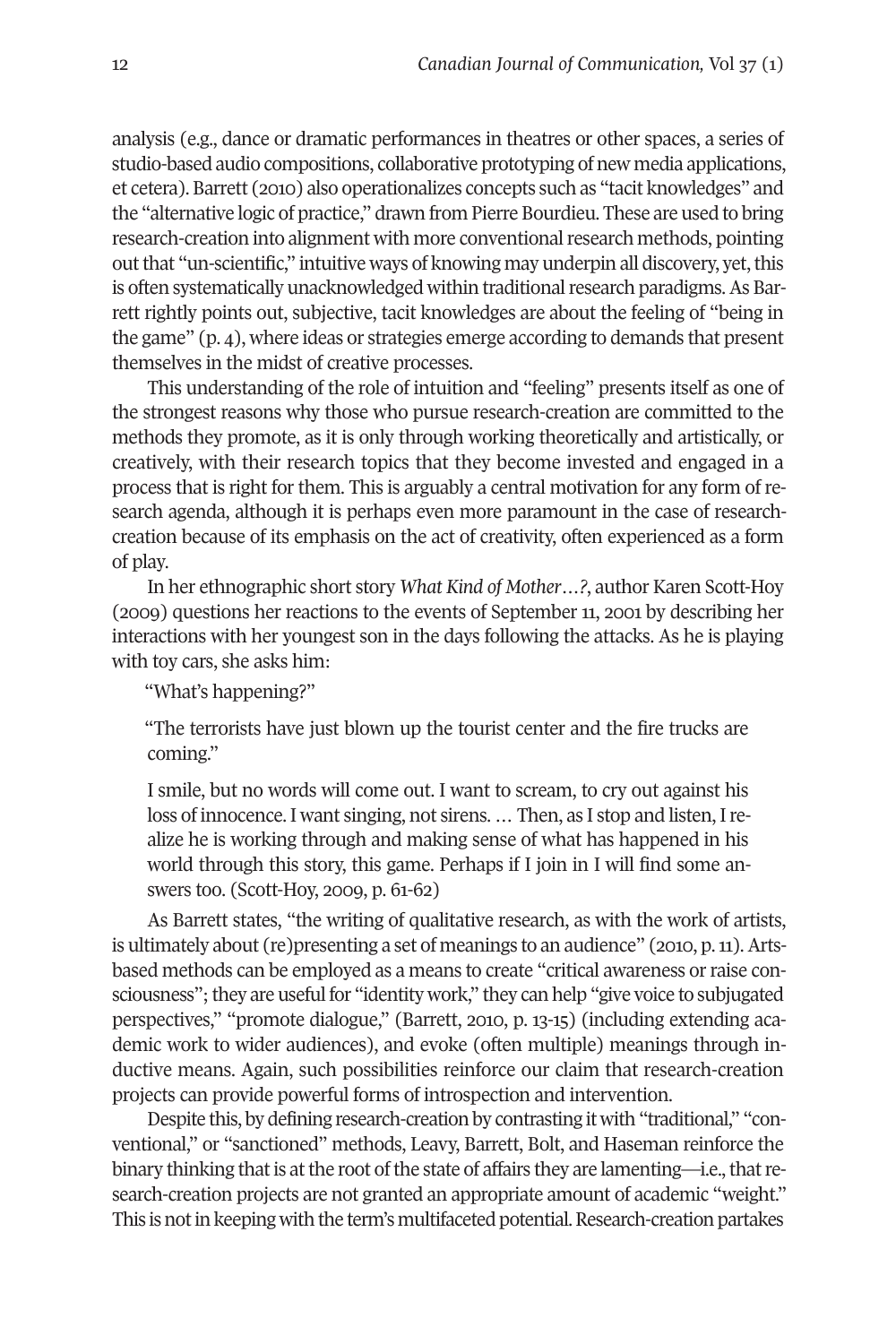analysis (e.g., dance or dramatic performances in theatres or other spaces, a series of studio-based audio compositions, collaborative prototyping of new media applications, et cetera). Barrett (2010) also operationalizes concepts such as "tacit knowledges" and the "alternative logic of practice," drawn from Pierre Bourdieu. These are used to bring research-creation into alignment with more conventional research methods, pointing out that "un-scientific," intuitive ways of knowing may underpin all discovery, yet, this is often systematically unacknowledged within traditional research paradigms. As Barrett rightly points out, subjective, tacit knowledges are about the feeling of "being in the game" (p. 4), where ideas or strategies emerge according to demands that present themselves in the midst of creative processes.

This understanding of the role of intuition and "feeling" presents itself as one of the strongest reasons why those who pursue research-creation are committed to the methods they promote, as it is only through working theoretically and artistically, or creatively, with their research topics that they become invested and engaged in a process that is right for them. This is arguably a central motivation for any form of research agenda, although it is perhaps even more paramount in the case of research-creation because of its emphasis on the act of creativity, often experienced as a form of play.

In her ethnographic short story *What Kind of Mother…?*, author Karen Scott-Hoy (2009) questions her reactions to the events of September 11, 2001 by describing her interactions with her youngest son in the days following the attacks. As he is playing with toy cars, she asks him:

> "What's happening?"
>
> "The terrorists have just blown up the tourist center and the fire trucks are coming."
>
> I smile, but no words will come out. I want to scream, to cry out against his loss of innocence. I want singing, not sirens. … Then, as I stop and listen, I realize he is working through and making sense of what has happened in his world through this story, this game. Perhaps if I join in I will find some answers too. (Scott-Hoy, 2009, p. 61-62)

As Barrett states, "the writing of qualitative research, as with the work of artists, is ultimately about (re)presenting a set of meanings to an audience" (2010, p. 11). Arts-based methods can be employed as a means to create "critical awareness or raise consciousness"; they are useful for "identity work," they can help "give voice to subjugated perspectives," "promote dialogue," (Barrett, 2010, p. 13-15) (including extending academic work to wider audiences), and evoke (often multiple) meanings through inductive means. Again, such possibilities reinforce our claim that research-creation projects can provide powerful forms of introspection and intervention.

Despite this, by defining research-creation by contrasting it with "traditional," "conventional," or "sanctioned" methods, Leavy, Barrett, Bolt, and Haseman reinforce the binary thinking that is at the root of the state of affairs they are lamenting—i.e., that research-creation projects are not granted an appropriate amount of academic "weight." This is not in keeping with the term's multifaceted potential. Research-creation partakes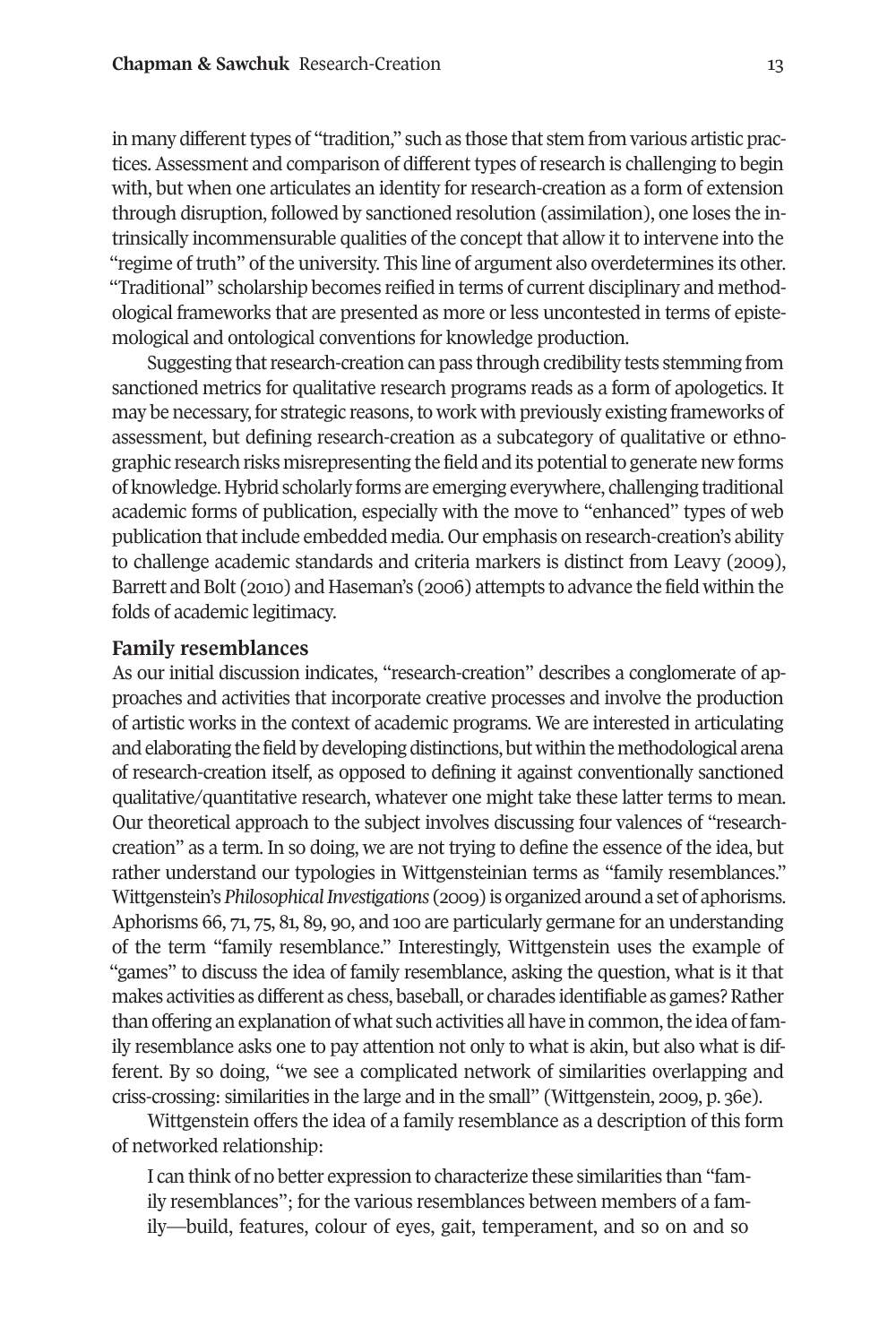in many different types of "tradition," such as those that stem from various artistic practices. Assessment and comparison of different types of research is challenging to begin with, but when one articulates an identity for research-creation as a form of extension through disruption, followed by sanctioned resolution (assimilation), one loses the intrinsically incommensurable qualities of the concept that allow it to intervene into the "regime of truth" of the university. This line of argument also overdetermines its other. "Traditional" scholarship becomes reified in terms of current disciplinary and methodological frameworks that are presented as more or less uncontested in terms of epistemological and ontological conventions for knowledge production.

Suggesting that research-creation can pass through credibility tests stemming from sanctioned metrics for qualitative research programs reads as a form of apologetics. It may be necessary, for strategic reasons, to work with previously existing frameworks of assessment, but defining research-creation as a subcategory of qualitative or ethnographic research risks misrepresenting the field and its potential to generate new forms of knowledge. Hybrid scholarly forms are emerging everywhere, challenging traditional academic forms of publication, especially with the move to "enhanced" types of web publication that include embedded media. Our emphasis on research-creation's ability to challenge academic standards and criteria markers is distinct from Leavy (2009), Barrett and Bolt (2010) and Haseman's (2006) attempts to advance the field within the folds of academic legitimacy.

## Family resemblances

As our initial discussion indicates, "research-creation" describes a conglomerate of approaches and activities that incorporate creative processes and involve the production of artistic works in the context of academic programs. We are interested in articulating and elaborating the field by developing distinctions, but within the methodological arena of research-creation itself, as opposed to defining it against conventionally sanctioned qualitative/quantitative research, whatever one might take these latter terms to mean. Our theoretical approach to the subject involves discussing four valences of "research-creation" as a term. In so doing, we are not trying to define the essence of the idea, but rather understand our typologies in Wittgensteinian terms as "family resemblances." Wittgenstein's *Philosophical Investigations* (2009) is organized around a set of aphorisms. Aphorisms 66, 71, 75, 81, 89, 90, and 100 are particularly germane for an understanding of the term "family resemblance." Interestingly, Wittgenstein uses the example of "games" to discuss the idea of family resemblance, asking the question, what is it that makes activities as different as chess, baseball, or charades identifiable as games? Rather than offering an explanation of what such activities all have in common, the idea of family resemblance asks one to pay attention not only to what is akin, but also what is different. By so doing, "we see a complicated network of similarities overlapping and criss-crossing: similarities in the large and in the small" (Wittgenstein, 2009, p. 36e).

Wittgenstein offers the idea of a family resemblance as a description of this form of networked relationship:

> I can think of no better expression to characterize these similarities than "family resemblances"; for the various resemblances between members of a family—build, features, colour of eyes, gait, temperament, and so on and so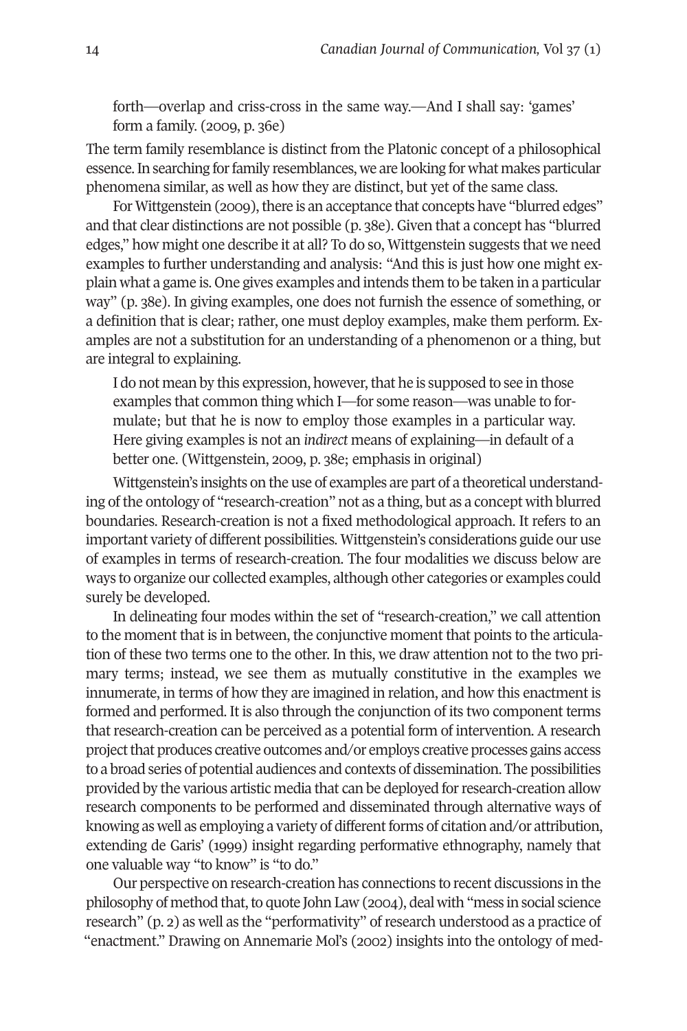> forth—overlap and criss-cross in the same way.—And I shall say: 'games' form a family. (2009, p. 36e)

The term family resemblance is distinct from the Platonic concept of a philosophical essence. In searching for family resemblances, we are looking for what makes particular phenomena similar, as well as how they are distinct, but yet of the same class.

For Wittgenstein (2009), there is an acceptance that concepts have "blurred edges" and that clear distinctions are not possible (p. 38e). Given that a concept has "blurred edges," how might one describe it at all? To do so, Wittgenstein suggests that we need examples to further understanding and analysis: "And this is just how one might explain what a game is. One gives examples and intends them to be taken in a particular way" (p. 38e). In giving examples, one does not furnish the essence of something, or a definition that is clear; rather, one must deploy examples, make them perform. Examples are not a substitution for an understanding of a phenomenon or a thing, but are integral to explaining.

> I do not mean by this expression, however, that he is supposed to see in those examples that common thing which I—for some reason—was unable to formulate; but that he is now to employ those examples in a particular way. Here giving examples is not an *indirect* means of explaining—in default of a better one. (Wittgenstein, 2009, p. 38e; emphasis in original)

Wittgenstein's insights on the use of examples are part of a theoretical understanding of the ontology of "research-creation" not as a thing, but as a concept with blurred boundaries. Research-creation is not a fixed methodological approach. It refers to an important variety of different possibilities. Wittgenstein's considerations guide our use of examples in terms of research-creation. The four modalities we discuss below are ways to organize our collected examples, although other categories or examples could surely be developed.

In delineating four modes within the set of "research-creation," we call attention to the moment that is in between, the conjunctive moment that points to the articulation of these two terms one to the other. In this, we draw attention not to the two primary terms; instead, we see them as mutually constitutive in the examples we innumerate, in terms of how they are imagined in relation, and how this enactment is formed and performed. It is also through the conjunction of its two component terms that research-creation can be perceived as a potential form of intervention. A research project that produces creative outcomes and/or employs creative processes gains access to a broad series of potential audiences and contexts of dissemination. The possibilities provided by the various artistic media that can be deployed for research-creation allow research components to be performed and disseminated through alternative ways of knowing as well as employing a variety of different forms of citation and/or attribution, extending de Garis' (1999) insight regarding performative ethnography, namely that one valuable way "to know" is "to do."

Our perspective on research-creation has connections to recent discussions in the philosophy of method that, to quote John Law (2004), deal with "mess in social science research" (p. 2) as well as the "performativity" of research understood as a practice of "enactment." Drawing on Annemarie Mol's (2002) insights into the ontology of med-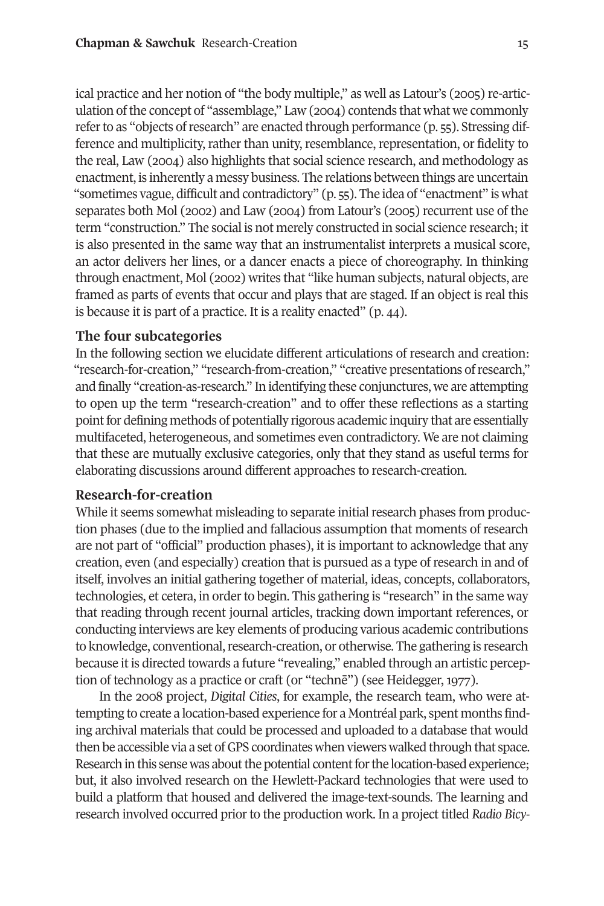ical practice and her notion of "the body multiple," as well as Latour's (2005) re-articulation of the concept of "assemblage," Law (2004) contends that what we commonly refer to as "objects of research" are enacted through performance (p. 55). Stressing difference and multiplicity, rather than unity, resemblance, representation, or fidelity to the real, Law (2004) also highlights that social science research, and methodology as enactment, is inherently a messy business. The relations between things are uncertain "sometimes vague, difficult and contradictory" (p. 55). The idea of "enactment" is what separates both Mol (2002) and Law (2004) from Latour's (2005) recurrent use of the term "construction." The social is not merely constructed in social science research; it is also presented in the same way that an instrumentalist interprets a musical score, an actor delivers her lines, or a dancer enacts a piece of choreography. In thinking through enactment, Mol (2002) writes that "like human subjects, natural objects, are framed as parts of events that occur and plays that are staged. If an object is real this is because it is part of a practice. It is a reality enacted" (p. 44).

## The four subcategories

In the following section we elucidate different articulations of research and creation: "research-for-creation," "research-from-creation," "creative presentations of research," and finally "creation-as-research." In identifying these conjunctures, we are attempting to open up the term "research-creation" and to offer these reflections as a starting point for defining methods of potentially rigorous academic inquiry that are essentially multifaceted, heterogeneous, and sometimes even contradictory. We are not claiming that these are mutually exclusive categories, only that they stand as useful terms for elaborating discussions around different approaches to research-creation.

## Research-for-creation

While it seems somewhat misleading to separate initial research phases from production phases (due to the implied and fallacious assumption that moments of research are not part of "official" production phases), it is important to acknowledge that any creation, even (and especially) creation that is pursued as a type of research in and of itself, involves an initial gathering together of material, ideas, concepts, collaborators, technologies, et cetera, in order to begin. This gathering is "research" in the same way that reading through recent journal articles, tracking down important references, or conducting interviews are key elements of producing various academic contributions to knowledge, conventional, research-creation, or otherwise. The gathering is research because it is directed towards a future "revealing," enabled through an artistic perception of technology as a practice or craft (or "technē") (see Heidegger, 1977).

In the 2008 project, *Digital Cities*, for example, the research team, who were attempting to create a location-based experience for a Montréal park, spent months finding archival materials that could be processed and uploaded to a database that would then be accessible via a set of GPS coordinates when viewers walked through that space. Research in this sense was about the potential content for the location-based experience; but, it also involved research on the Hewlett-Packard technologies that were used to build a platform that housed and delivered the image-text-sounds. The learning and research involved occurred prior to the production work. In a project titled *Radio Bicy-*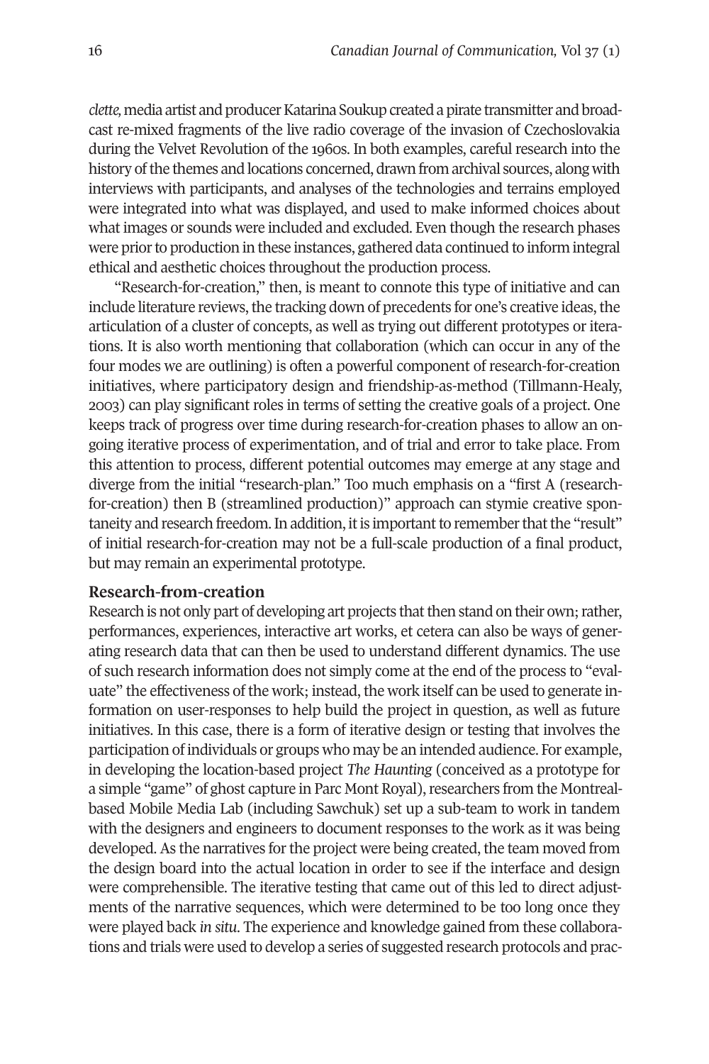*clette*, media artist and producer Katarina Soukup created a pirate transmitter and broadcast re-mixed fragments of the live radio coverage of the invasion of Czechoslovakia during the Velvet Revolution of the 1960s. In both examples, careful research into the history of the themes and locations concerned, drawn from archival sources, along with interviews with participants, and analyses of the technologies and terrains employed were integrated into what was displayed, and used to make informed choices about what images or sounds were included and excluded. Even though the research phases were prior to production in these instances, gathered data continued to inform integral ethical and aesthetic choices throughout the production process.

"Research-for-creation," then, is meant to connote this type of initiative and can include literature reviews, the tracking down of precedents for one's creative ideas, the articulation of a cluster of concepts, as well as trying out different prototypes or iterations. It is also worth mentioning that collaboration (which can occur in any of the four modes we are outlining) is often a powerful component of research-for-creation initiatives, where participatory design and friendship-as-method (Tillmann-Healy, 2003) can play significant roles in terms of setting the creative goals of a project. One keeps track of progress over time during research-for-creation phases to allow an ongoing iterative process of experimentation, and of trial and error to take place. From this attention to process, different potential outcomes may emerge at any stage and diverge from the initial "research-plan." Too much emphasis on a "first A (research-for-creation) then B (streamlined production)" approach can stymie creative spontaneity and research freedom. In addition, it is important to remember that the "result" of initial research-for-creation may not be a full-scale production of a final product, but may remain an experimental prototype.

### Research-from-creation

Research is not only part of developing art projects that then stand on their own; rather, performances, experiences, interactive art works, et cetera can also be ways of generating research data that can then be used to understand different dynamics. The use of such research information does not simply come at the end of the process to "evaluate" the effectiveness of the work; instead, the work itself can be used to generate information on user-responses to help build the project in question, as well as future initiatives. In this case, there is a form of iterative design or testing that involves the participation of individuals or groups who may be an intended audience. For example, in developing the location-based project *The Haunting* (conceived as a prototype for a simple "game" of ghost capture in Parc Mont Royal), researchers from the Montreal-based Mobile Media Lab (including Sawchuk) set up a sub-team to work in tandem with the designers and engineers to document responses to the work as it was being developed. As the narratives for the project were being created, the team moved from the design board into the actual location in order to see if the interface and design were comprehensible. The iterative testing that came out of this led to direct adjustments of the narrative sequences, which were determined to be too long once they were played back *in situ*. The experience and knowledge gained from these collaborations and trials were used to develop a series of suggested research protocols and prac-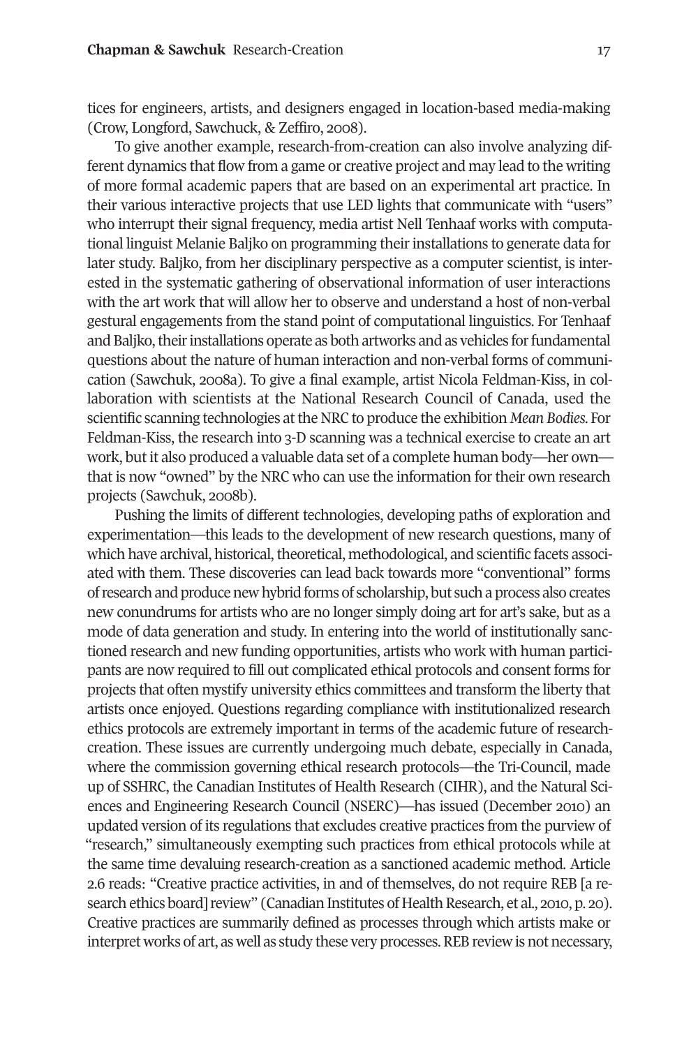tices for engineers, artists, and designers engaged in location-based media-making (Crow, Longford, Sawchuck, & Zeffiro, 2008).

To give another example, research-from-creation can also involve analyzing different dynamics that flow from a game or creative project and may lead to the writing of more formal academic papers that are based on an experimental art practice. In their various interactive projects that use LED lights that communicate with "users" who interrupt their signal frequency, media artist Nell Tenhaaf works with computational linguist Melanie Baljko on programming their installations to generate data for later study. Baljko, from her disciplinary perspective as a computer scientist, is interested in the systematic gathering of observational information of user interactions with the art work that will allow her to observe and understand a host of non-verbal gestural engagements from the stand point of computational linguistics. For Tenhaaf and Baljko, their installations operate as both artworks and as vehicles for fundamental questions about the nature of human interaction and non-verbal forms of communication (Sawchuk, 2008a). To give a final example, artist Nicola Feldman-Kiss, in collaboration with scientists at the National Research Council of Canada, used the scientific scanning technologies at the NRC to produce the exhibition *Mean Bodies*. For Feldman-Kiss, the research into 3-D scanning was a technical exercise to create an art work, but it also produced a valuable data set of a complete human body—her own—that is now "owned" by the NRC who can use the information for their own research projects (Sawchuk, 2008b).

Pushing the limits of different technologies, developing paths of exploration and experimentation—this leads to the development of new research questions, many of which have archival, historical, theoretical, methodological, and scientific facets associated with them. These discoveries can lead back towards more "conventional" forms of research and produce new hybrid forms of scholarship, but such a process also creates new conundrums for artists who are no longer simply doing art for art's sake, but as a mode of data generation and study. In entering into the world of institutionally sanctioned research and new funding opportunities, artists who work with human participants are now required to fill out complicated ethical protocols and consent forms for projects that often mystify university ethics committees and transform the liberty that artists once enjoyed. Questions regarding compliance with institutionalized research ethics protocols are extremely important in terms of the academic future of research-creation. These issues are currently undergoing much debate, especially in Canada, where the commission governing ethical research protocols—the Tri-Council, made up of SSHRC, the Canadian Institutes of Health Research (CIHR), and the Natural Sciences and Engineering Research Council (NSERC)—has issued (December 2010) an updated version of its regulations that excludes creative practices from the purview of "research," simultaneously exempting such practices from ethical protocols while at the same time devaluing research-creation as a sanctioned academic method. Article 2.6 reads: "Creative practice activities, in and of themselves, do not require REB [a research ethics board] review" (Canadian Institutes of Health Research, et al., 2010, p. 20). Creative practices are summarily defined as processes through which artists make or interpret works of art, as well as study these very processes. REB review is not necessary,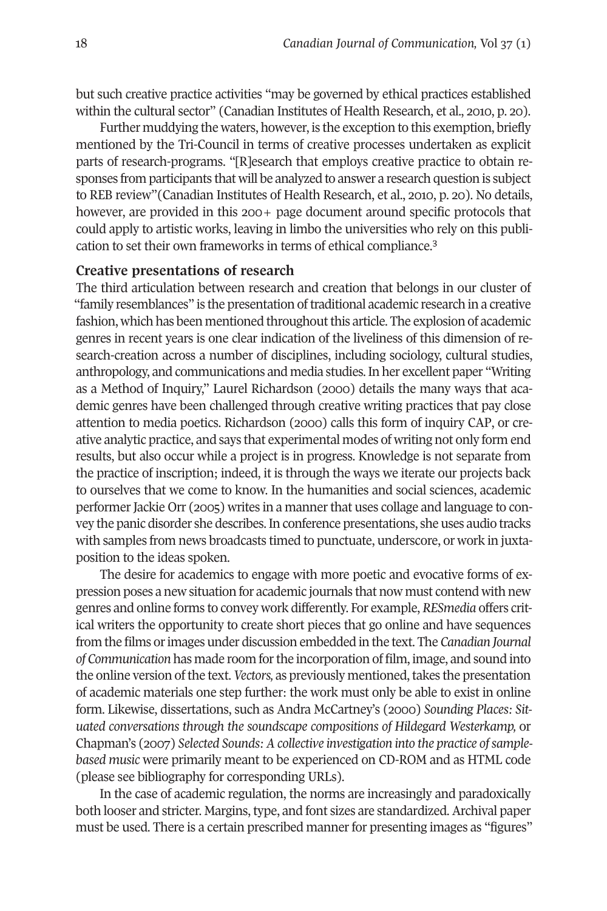but such creative practice activities "may be governed by ethical practices established within the cultural sector" (Canadian Institutes of Health Research, et al., 2010, p. 20).

Further muddying the waters, however, is the exception to this exemption, briefly mentioned by the Tri-Council in terms of creative processes undertaken as explicit parts of research-programs. "[R]esearch that employs creative practice to obtain responses from participants that will be analyzed to answer a research question is subject to REB review"(Canadian Institutes of Health Research, et al., 2010, p. 20). No details, however, are provided in this 200+ page document around specific protocols that could apply to artistic works, leaving in limbo the universities who rely on this publication to set their own frameworks in terms of ethical compliance.[3]

### Creative presentations of research

The third articulation between research and creation that belongs in our cluster of "family resemblances" is the presentation of traditional academic research in a creative fashion, which has been mentioned throughout this article. The explosion of academic genres in recent years is one clear indication of the liveliness of this dimension of research-creation across a number of disciplines, including sociology, cultural studies, anthropology, and communications and media studies. In her excellent paper "Writing as a Method of Inquiry," Laurel Richardson (2000) details the many ways that academic genres have been challenged through creative writing practices that pay close attention to media poetics. Richardson (2000) calls this form of inquiry CAP, or creative analytic practice, and says that experimental modes of writing not only form end results, but also occur while a project is in progress. Knowledge is not separate from the practice of inscription; indeed, it is through the ways we iterate our projects back to ourselves that we come to know. In the humanities and social sciences, academic performer Jackie Orr (2005) writes in a manner that uses collage and language to convey the panic disorder she describes. In conference presentations, she uses audio tracks with samples from news broadcasts timed to punctuate, underscore, or work in juxtaposition to the ideas spoken.

The desire for academics to engage with more poetic and evocative forms of expression poses a new situation for academic journals that now must contend with new genres and online forms to convey work differently. For example, *RESmedia* offers critical writers the opportunity to create short pieces that go online and have sequences from the films or images under discussion embedded in the text. The *Canadian Journal of Communication* has made room for the incorporation of film, image, and sound into the online version of the text. *Vectors,* as previously mentioned, takes the presentation of academic materials one step further: the work must only be able to exist in online form. Likewise, dissertations, such as Andra McCartney's (2000) *Sounding Places: Situated conversations through the soundscape compositions of Hildegard Westerkamp,* or Chapman's (2007) *Selected Sounds: A collective investigation into the practice of sample-based music* were primarily meant to be experienced on CD-ROM and as HTML code (please see bibliography for corresponding URLs).

In the case of academic regulation, the norms are increasingly and paradoxically both looser and stricter. Margins, type, and font sizes are standardized. Archival paper must be used. There is a certain prescribed manner for presenting images as "figures"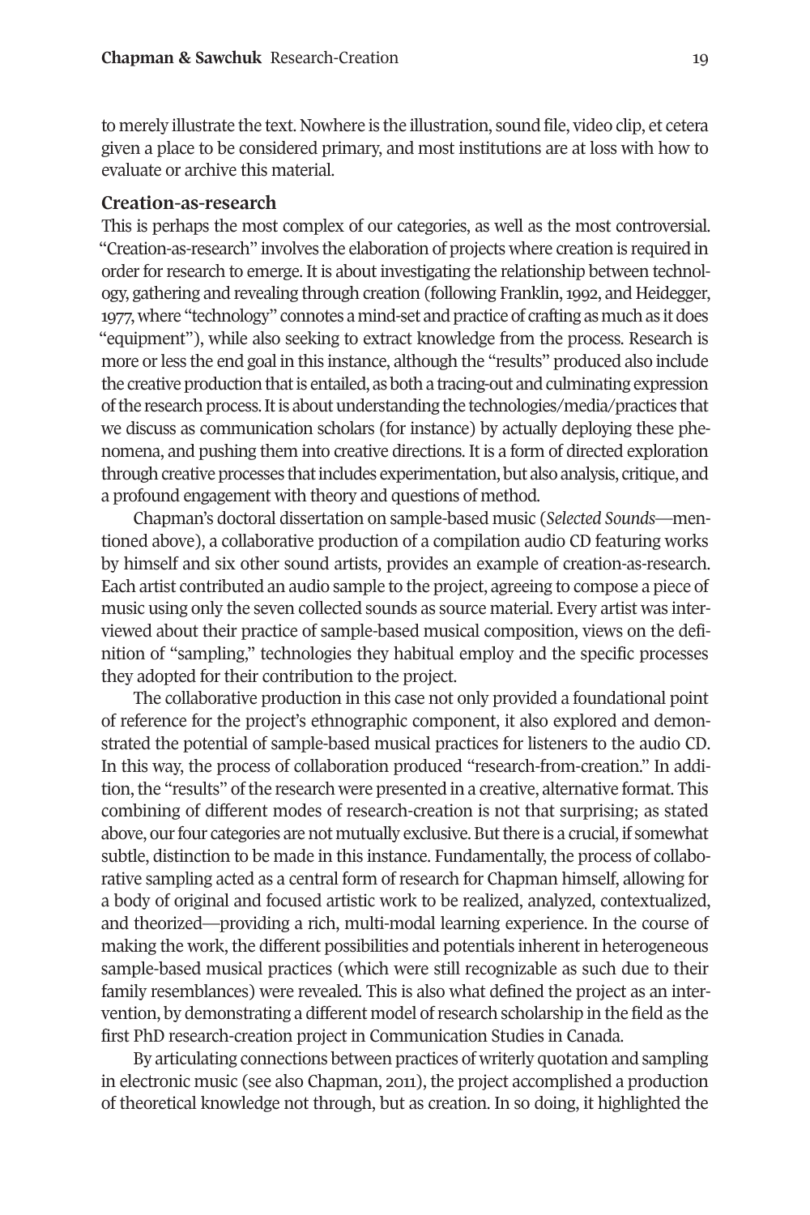to merely illustrate the text. Nowhere is the illustration, sound file, video clip, et cetera given a place to be considered primary, and most institutions are at loss with how to evaluate or archive this material.

### Creation-as-research

This is perhaps the most complex of our categories, as well as the most controversial. "Creation-as-research" involves the elaboration of projects where creation is required in order for research to emerge. It is about investigating the relationship between technology, gathering and revealing through creation (following Franklin, 1992, and Heidegger, 1977, where "technology" connotes a mind-set and practice of crafting as much as it does "equipment"), while also seeking to extract knowledge from the process. Research is more or less the end goal in this instance, although the "results" produced also include the creative production that is entailed, as both a tracing-out and culminating expression of the research process. It is about understanding the technologies/media/practices that we discuss as communication scholars (for instance) by actually deploying these phenomena, and pushing them into creative directions. It is a form of directed exploration through creative processes that includes experimentation, but also analysis, critique, and a profound engagement with theory and questions of method.

Chapman's doctoral dissertation on sample-based music (*Selected Sounds*—mentioned above), a collaborative production of a compilation audio CD featuring works by himself and six other sound artists, provides an example of creation-as-research. Each artist contributed an audio sample to the project, agreeing to compose a piece of music using only the seven collected sounds as source material. Every artist was interviewed about their practice of sample-based musical composition, views on the definition of "sampling," technologies they habitual employ and the specific processes they adopted for their contribution to the project.

The collaborative production in this case not only provided a foundational point of reference for the project's ethnographic component, it also explored and demonstrated the potential of sample-based musical practices for listeners to the audio CD. In this way, the process of collaboration produced "research-from-creation." In addition, the "results" of the research were presented in a creative, alternative format. This combining of different modes of research-creation is not that surprising; as stated above, our four categories are not mutually exclusive. But there is a crucial, if somewhat subtle, distinction to be made in this instance. Fundamentally, the process of collaborative sampling acted as a central form of research for Chapman himself, allowing for a body of original and focused artistic work to be realized, analyzed, contextualized, and theorized—providing a rich, multi-modal learning experience. In the course of making the work, the different possibilities and potentials inherent in heterogeneous sample-based musical practices (which were still recognizable as such due to their family resemblances) were revealed. This is also what defined the project as an intervention, by demonstrating a different model of research scholarship in the field as the first PhD research-creation project in Communication Studies in Canada.

By articulating connections between practices of writerly quotation and sampling in electronic music (see also Chapman, 2011), the project accomplished a production of theoretical knowledge not through, but as creation. In so doing, it highlighted the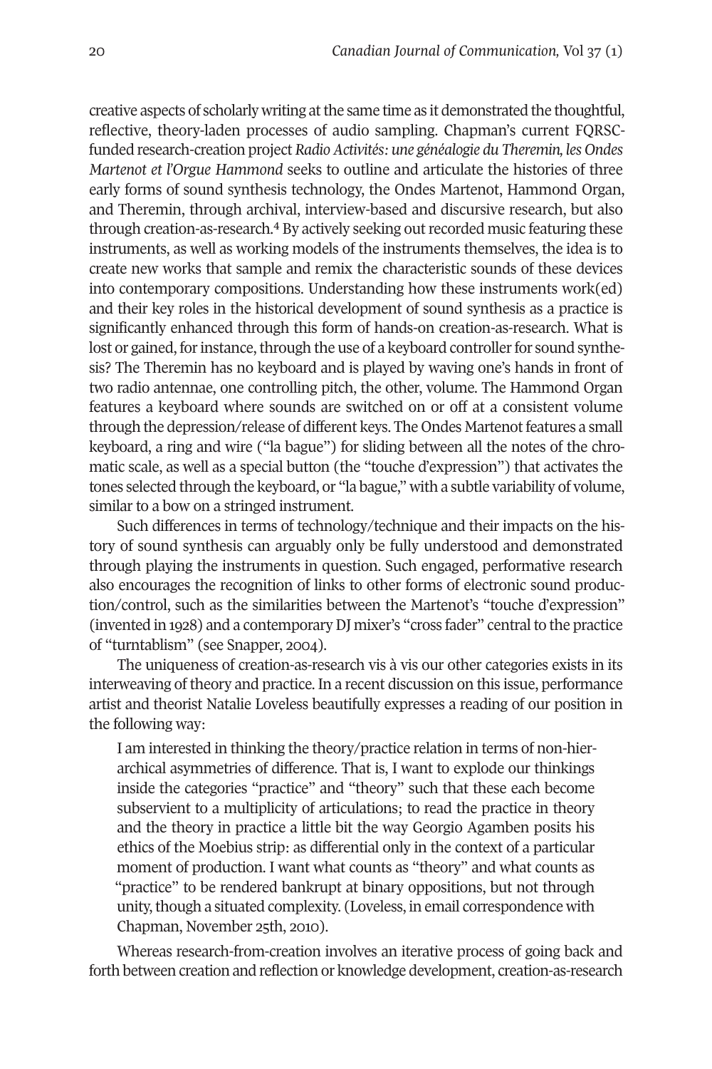creative aspects of scholarly writing at the same time as it demonstrated the thoughtful, reflective, theory-laden processes of audio sampling. Chapman's current FQRSC-funded research-creation project *Radio Activités: une généalogie du Theremin, les Ondes Martenot et l'Orgue Hammond* seeks to outline and articulate the histories of three early forms of sound synthesis technology, the Ondes Martenot, Hammond Organ, and Theremin, through archival, interview-based and discursive research, but also through creation-as-research.[4] By actively seeking out recorded music featuring these instruments, as well as working models of the instruments themselves, the idea is to create new works that sample and remix the characteristic sounds of these devices into contemporary compositions. Understanding how these instruments work(ed) and their key roles in the historical development of sound synthesis as a practice is significantly enhanced through this form of hands-on creation-as-research. What is lost or gained, for instance, through the use of a keyboard controller for sound synthesis? The Theremin has no keyboard and is played by waving one's hands in front of two radio antennae, one controlling pitch, the other, volume. The Hammond Organ features a keyboard where sounds are switched on or off at a consistent volume through the depression/release of different keys. The Ondes Martenot features a small keyboard, a ring and wire ("la bague") for sliding between all the notes of the chromatic scale, as well as a special button (the "touche d'expression") that activates the tones selected through the keyboard, or "la bague," with a subtle variability of volume, similar to a bow on a stringed instrument.

Such differences in terms of technology/technique and their impacts on the history of sound synthesis can arguably only be fully understood and demonstrated through playing the instruments in question. Such engaged, performative research also encourages the recognition of links to other forms of electronic sound production/control, such as the similarities between the Martenot's "touche d'expression" (invented in 1928) and a contemporary DJ mixer's "cross fader" central to the practice of "turntablism" (see Snapper, 2004).

The uniqueness of creation-as-research vis à vis our other categories exists in its interweaving of theory and practice. In a recent discussion on this issue, performance artist and theorist Natalie Loveless beautifully expresses a reading of our position in the following way:

> I am interested in thinking the theory/practice relation in terms of non-hierarchical asymmetries of difference. That is, I want to explode our thinkings inside the categories "practice" and "theory" such that these each become subservient to a multiplicity of articulations; to read the practice in theory and the theory in practice a little bit the way Georgio Agamben posits his ethics of the Moebius strip: as differential only in the context of a particular moment of production. I want what counts as "theory" and what counts as "practice" to be rendered bankrupt at binary oppositions, but not through unity, though a situated complexity. (Loveless, in email correspondence with Chapman, November 25th, 2010).

Whereas research-from-creation involves an iterative process of going back and forth between creation and reflection or knowledge development, creation-as-research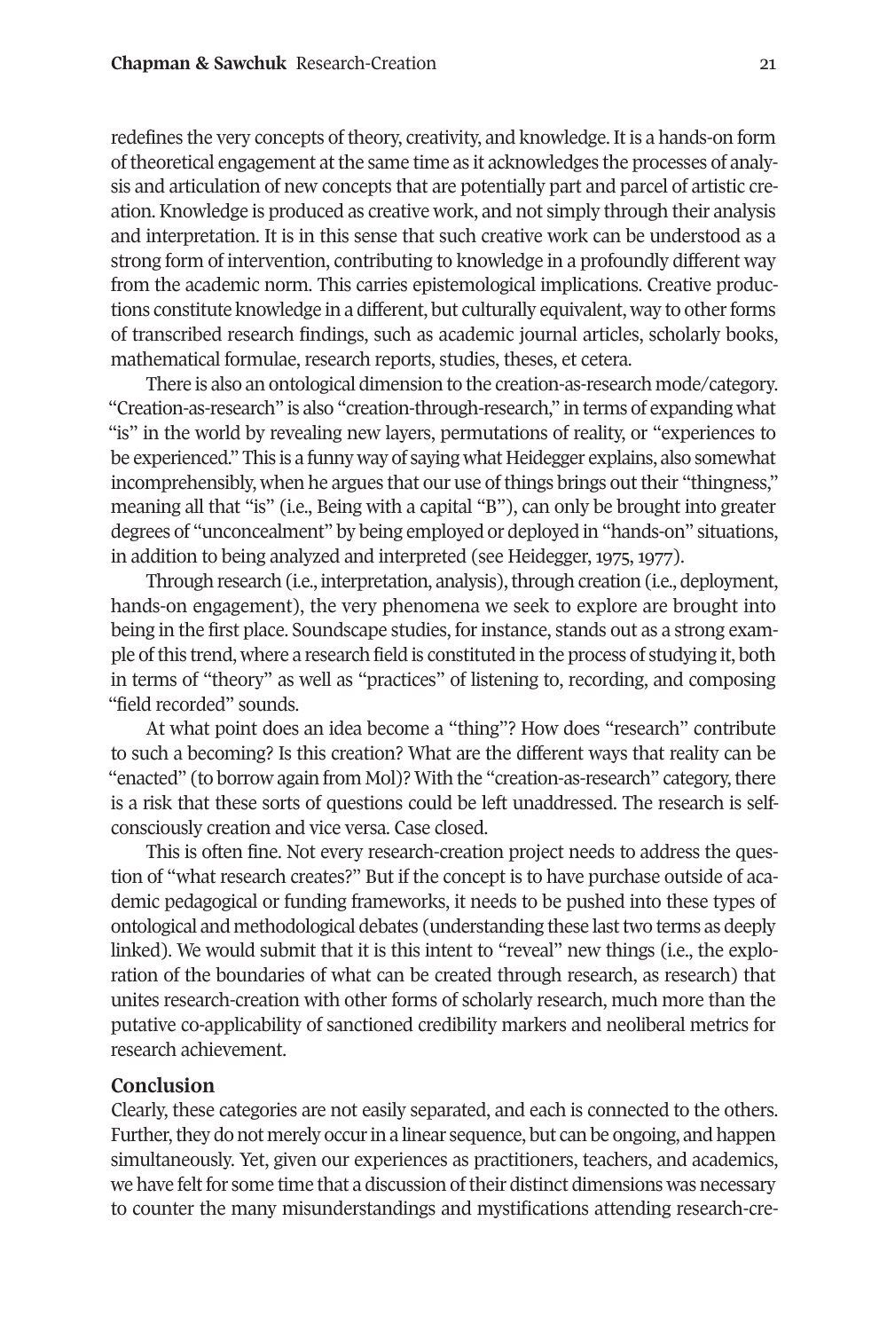redefines the very concepts of theory, creativity, and knowledge. It is a hands-on form of theoretical engagement at the same time as it acknowledges the processes of analysis and articulation of new concepts that are potentially part and parcel of artistic creation. Knowledge is produced as creative work, and not simply through their analysis and interpretation. It is in this sense that such creative work can be understood as a strong form of intervention, contributing to knowledge in a profoundly different way from the academic norm. This carries epistemological implications. Creative productions constitute knowledge in a different, but culturally equivalent, way to other forms of transcribed research findings, such as academic journal articles, scholarly books, mathematical formulae, research reports, studies, theses, et cetera.

There is also an ontological dimension to the creation-as-research mode/category. "Creation-as-research" is also "creation-through-research," in terms of expanding what "is" in the world by revealing new layers, permutations of reality, or "experiences to be experienced." This is a funny way of saying what Heidegger explains, also somewhat incomprehensibly, when he argues that our use of things brings out their "thingness," meaning all that "is" (i.e., Being with a capital "B"), can only be brought into greater degrees of "unconcealment" by being employed or deployed in "hands-on" situations, in addition to being analyzed and interpreted (see Heidegger, 1975, 1977).

Through research (i.e., interpretation, analysis), through creation (i.e., deployment, hands-on engagement), the very phenomena we seek to explore are brought into being in the first place. Soundscape studies, for instance, stands out as a strong example of this trend, where a research field is constituted in the process of studying it, both in terms of "theory" as well as "practices" of listening to, recording, and composing "field recorded" sounds.

At what point does an idea become a "thing"? How does "research" contribute to such a becoming? Is this creation? What are the different ways that reality can be "enacted" (to borrow again from Mol)? With the "creation-as-research" category, there is a risk that these sorts of questions could be left unaddressed. The research is self-consciously creation and vice versa. Case closed.

This is often fine. Not every research-creation project needs to address the question of "what research creates?" But if the concept is to have purchase outside of academic pedagogical or funding frameworks, it needs to be pushed into these types of ontological and methodological debates (understanding these last two terms as deeply linked). We would submit that it is this intent to "reveal" new things (i.e., the exploration of the boundaries of what can be created through research, as research) that unites research-creation with other forms of scholarly research, much more than the putative co-applicability of sanctioned credibility markers and neoliberal metrics for research achievement.

## Conclusion

Clearly, these categories are not easily separated, and each is connected to the others. Further, they do not merely occur in a linear sequence, but can be ongoing, and happen simultaneously. Yet, given our experiences as practitioners, teachers, and academics, we have felt for some time that a discussion of their distinct dimensions was necessary to counter the many misunderstandings and mystifications attending research-cre-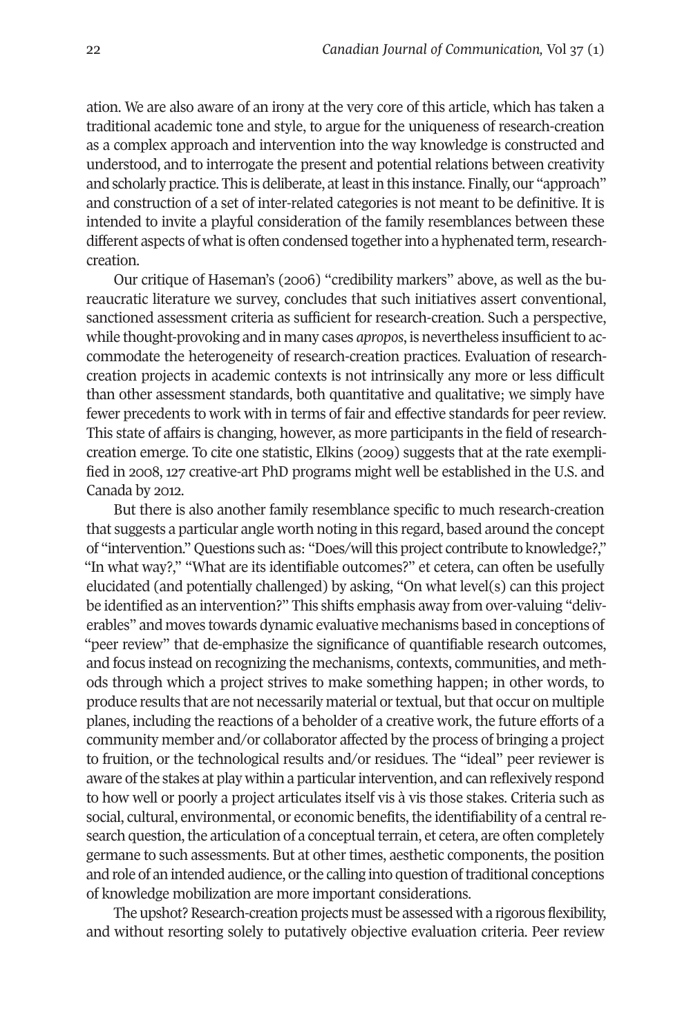ation. We are also aware of an irony at the very core of this article, which has taken a traditional academic tone and style, to argue for the uniqueness of research-creation as a complex approach and intervention into the way knowledge is constructed and understood, and to interrogate the present and potential relations between creativity and scholarly practice. This is deliberate, at least in this instance. Finally, our "approach" and construction of a set of inter-related categories is not meant to be definitive. It is intended to invite a playful consideration of the family resemblances between these different aspects of what is often condensed together into a hyphenated term, research-creation.

Our critique of Haseman's (2006) "credibility markers" above, as well as the bureaucratic literature we survey, concludes that such initiatives assert conventional, sanctioned assessment criteria as sufficient for research-creation. Such a perspective, while thought-provoking and in many cases *apropos*, is nevertheless insufficient to accommodate the heterogeneity of research-creation practices. Evaluation of research-creation projects in academic contexts is not intrinsically any more or less difficult than other assessment standards, both quantitative and qualitative; we simply have fewer precedents to work with in terms of fair and effective standards for peer review. This state of affairs is changing, however, as more participants in the field of research-creation emerge. To cite one statistic, Elkins (2009) suggests that at the rate exemplified in 2008, 127 creative-art PhD programs might well be established in the U.S. and Canada by 2012.

But there is also another family resemblance specific to much research-creation that suggests a particular angle worth noting in this regard, based around the concept of "intervention." Questions such as: "Does/will this project contribute to knowledge?," "In what way?," "What are its identifiable outcomes?" et cetera, can often be usefully elucidated (and potentially challenged) by asking, "On what level(s) can this project be identified as an intervention?" This shifts emphasis away from over-valuing "deliverables" and moves towards dynamic evaluative mechanisms based in conceptions of "peer review" that de-emphasize the significance of quantifiable research outcomes, and focus instead on recognizing the mechanisms, contexts, communities, and methods through which a project strives to make something happen; in other words, to produce results that are not necessarily material or textual, but that occur on multiple planes, including the reactions of a beholder of a creative work, the future efforts of a community member and/or collaborator affected by the process of bringing a project to fruition, or the technological results and/or residues. The "ideal" peer reviewer is aware of the stakes at play within a particular intervention, and can reflexively respond to how well or poorly a project articulates itself vis à vis those stakes. Criteria such as social, cultural, environmental, or economic benefits, the identifiability of a central research question, the articulation of a conceptual terrain, et cetera, are often completely germane to such assessments. But at other times, aesthetic components, the position and role of an intended audience, or the calling into question of traditional conceptions of knowledge mobilization are more important considerations.

The upshot? Research-creation projects must be assessed with a rigorous flexibility, and without resorting solely to putatively objective evaluation criteria. Peer review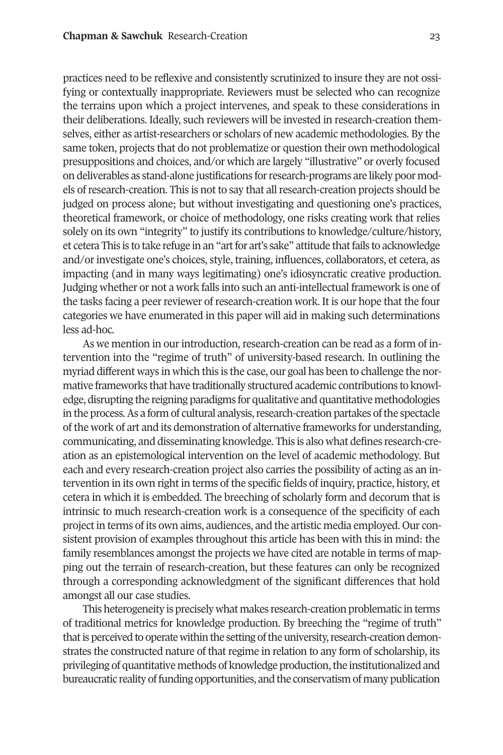practices need to be reflexive and consistently scrutinized to insure they are not ossifying or contextually inappropriate. Reviewers must be selected who can recognize the terrains upon which a project intervenes, and speak to these considerations in their deliberations. Ideally, such reviewers will be invested in research-creation themselves, either as artist-researchers or scholars of new academic methodologies. By the same token, projects that do not problematize or question their own methodological presuppositions and choices, and/or which are largely "illustrative" or overly focused on deliverables as stand-alone justifications for research-programs are likely poor models of research-creation. This is not to say that all research-creation projects should be judged on process alone; but without investigating and questioning one's practices, theoretical framework, or choice of methodology, one risks creating work that relies solely on its own "integrity" to justify its contributions to knowledge/culture/history, et cetera This is to take refuge in an "art for art's sake" attitude that fails to acknowledge and/or investigate one's choices, style, training, influences, collaborators, et cetera, as impacting (and in many ways legitimating) one's idiosyncratic creative production. Judging whether or not a work falls into such an anti-intellectual framework is one of the tasks facing a peer reviewer of research-creation work. It is our hope that the four categories we have enumerated in this paper will aid in making such determinations less ad-hoc.

As we mention in our introduction, research-creation can be read as a form of intervention into the "regime of truth" of university-based research. In outlining the myriad different ways in which this is the case, our goal has been to challenge the normative frameworks that have traditionally structured academic contributions to knowledge, disrupting the reigning paradigms for qualitative and quantitative methodologies in the process. As a form of cultural analysis, research-creation partakes of the spectacle of the work of art and its demonstration of alternative frameworks for understanding, communicating, and disseminating knowledge. This is also what defines research-creation as an epistemological intervention on the level of academic methodology. But each and every research-creation project also carries the possibility of acting as an intervention in its own right in terms of the specific fields of inquiry, practice, history, et cetera in which it is embedded. The breeching of scholarly form and decorum that is intrinsic to much research-creation work is a consequence of the specificity of each project in terms of its own aims, audiences, and the artistic media employed. Our consistent provision of examples throughout this article has been with this in mind: the family resemblances amongst the projects we have cited are notable in terms of mapping out the terrain of research-creation, but these features can only be recognized through a corresponding acknowledgment of the significant differences that hold amongst all our case studies.

This heterogeneity is precisely what makes research-creation problematic in terms of traditional metrics for knowledge production. By breeching the "regime of truth" that is perceived to operate within the setting of the university, research-creation demonstrates the constructed nature of that regime in relation to any form of scholarship, its privileging of quantitative methods of knowledge production, the institutionalized and bureaucratic reality of funding opportunities, and the conservatism of many publication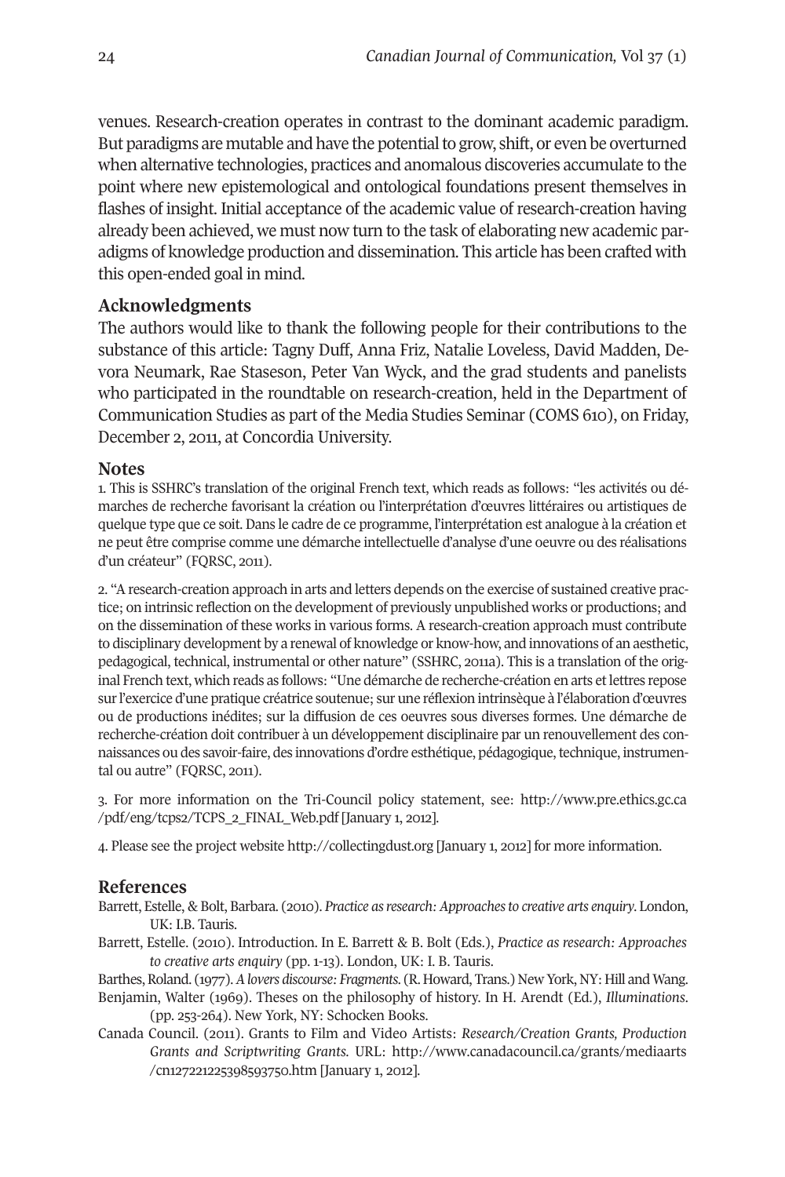venues. Research-creation operates in contrast to the dominant academic paradigm. But paradigms are mutable and have the potential to grow, shift, or even be overturned when alternative technologies, practices and anomalous discoveries accumulate to the point where new epistemological and ontological foundations present themselves in flashes of insight. Initial acceptance of the academic value of research-creation having already been achieved, we must now turn to the task of elaborating new academic paradigms of knowledge production and dissemination. This article has been crafted with this open-ended goal in mind.

## Acknowledgments

The authors would like to thank the following people for their contributions to the substance of this article: Tagny Duff, Anna Friz, Natalie Loveless, David Madden, Devora Neumark, Rae Staseson, Peter Van Wyck, and the grad students and panelists who participated in the roundtable on research-creation, held in the Department of Communication Studies as part of the Media Studies Seminar (COMS 610), on Friday, December 2, 2011, at Concordia University.

## Notes

1. This is SSHRC's translation of the original French text, which reads as follows: "les activités ou démarches de recherche favorisant la création ou l'interprétation d'œuvres littéraires ou artistiques de quelque type que ce soit. Dans le cadre de ce programme, l'interprétation est analogue à la création et ne peut être comprise comme une démarche intellectuelle d'analyse d'une oeuvre ou des réalisations d'un créateur" (FQRSC, 2011).

2. "A research-creation approach in arts and letters depends on the exercise of sustained creative practice; on intrinsic reflection on the development of previously unpublished works or productions; and on the dissemination of these works in various forms. A research-creation approach must contribute to disciplinary development by a renewal of knowledge or know-how, and innovations of an aesthetic, pedagogical, technical, instrumental or other nature" (SSHRC, 2011a). This is a translation of the original French text, which reads as follows: "Une démarche de recherche-création en arts et lettres repose sur l'exercice d'une pratique créatrice soutenue; sur une réflexion intrinsèque à l'élaboration d'œuvres ou de productions inédites; sur la diffusion de ces oeuvres sous diverses formes. Une démarche de recherche-création doit contribuer à un développement disciplinaire par un renouvellement des connaissances ou des savoir-faire, des innovations d'ordre esthétique, pédagogique, technique, instrumental ou autre" (FQRSC, 2011).

3. For more information on the Tri-Council policy statement, see: http://www.pre.ethics.gc.ca/pdf/eng/tcps2/TCPS_2_FINAL_Web.pdf [January 1, 2012].

4. Please see the project website http://collectingdust.org [January 1, 2012] for more information.

## References

Barrett, Estelle, & Bolt, Barbara. (2010). *Practice as research: Approaches to creative arts enquiry*. London, UK: I.B. Tauris.

Barrett, Estelle. (2010). Introduction. In E. Barrett & B. Bolt (Eds.), *Practice as research: Approaches to creative arts enquiry* (pp. 1-13). London, UK: I. B. Tauris.

Barthes, Roland. (1977). *A lovers discourse: Fragments*. (R. Howard, Trans.) New York, NY: Hill and Wang.

Benjamin, Walter (1969). Theses on the philosophy of history. In H. Arendt (Ed.), *Illuminations*. (pp. 253-264). New York, NY: Schocken Books.

Canada Council. (2011). Grants to Film and Video Artists: *Research/Creation Grants, Production Grants and Scriptwriting Grants*. URL: http://www.canadacouncil.ca/grants/mediaarts/cn127221225398593750.htm [January 1, 2012].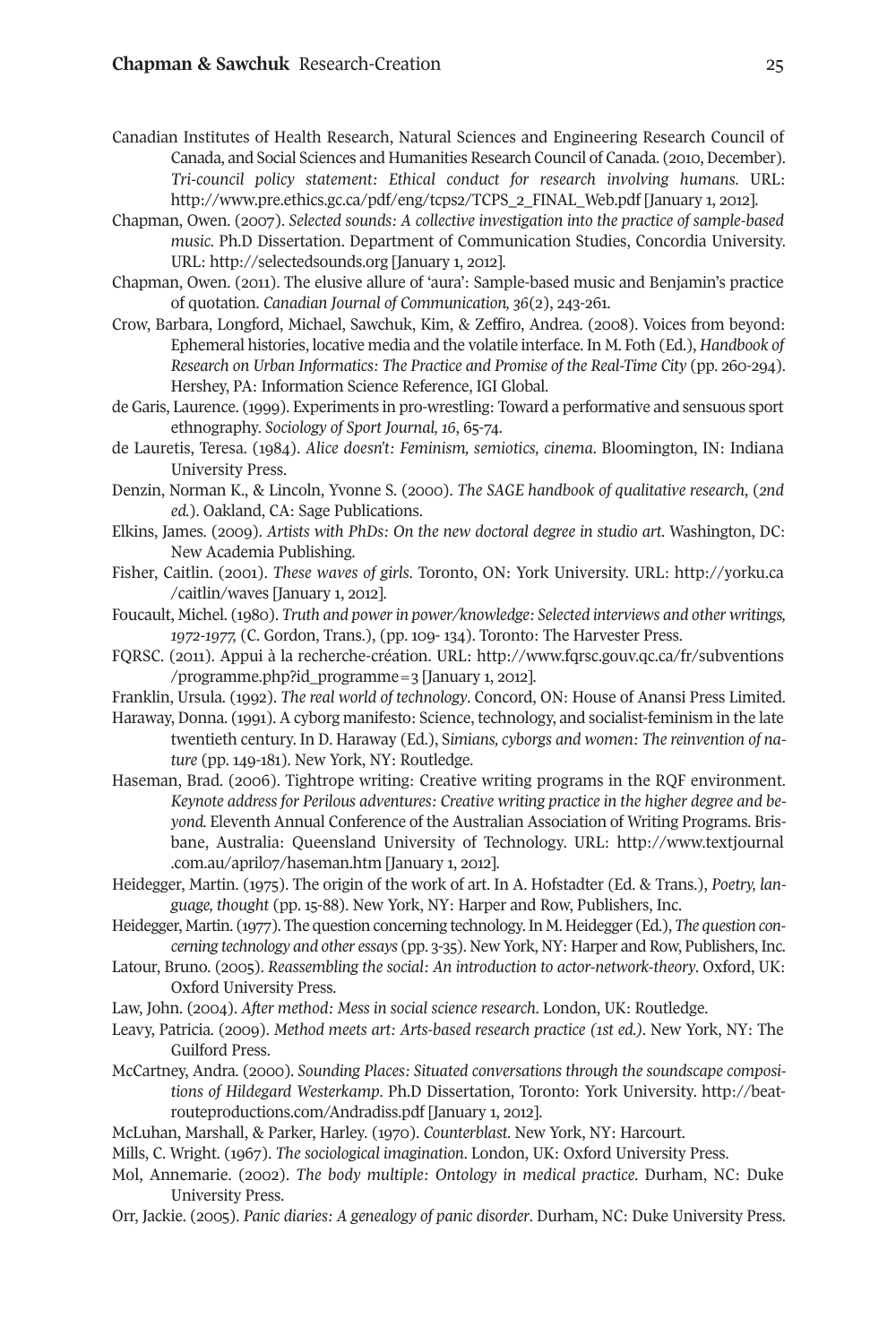Canadian Institutes of Health Research, Natural Sciences and Engineering Research Council of Canada, and Social Sciences and Humanities Research Council of Canada. (2010, December). *Tri-council policy statement: Ethical conduct for research involving humans*. URL: http://www.pre.ethics.gc.ca/pdf/eng/tcps2/TCPS_2_FINAL_Web.pdf [January 1, 2012].

Chapman, Owen. (2007). *Selected sounds: A collective investigation into the practice of sample-based music*. Ph.D Dissertation. Department of Communication Studies, Concordia University. URL: http://selectedsounds.org [January 1, 2012].

Chapman, Owen. (2011). The elusive allure of 'aura': Sample-based music and Benjamin's practice of quotation. *Canadian Journal of Communication, 36*(2), 243-261.

Crow, Barbara, Longford, Michael, Sawchuk, Kim, & Zeffiro, Andrea. (2008). Voices from beyond: Ephemeral histories, locative media and the volatile interface. In M. Foth (Ed.), *Handbook of Research on Urban Informatics: The Practice and Promise of the Real-Time City* (pp. 260-294). Hershey, PA: Information Science Reference, IGI Global.

de Garis, Laurence. (1999). Experiments in pro-wrestling: Toward a performative and sensuous sport ethnography. *Sociology of Sport Journal, 16*, 65-74.

de Lauretis, Teresa. (1984). *Alice doesn't: Feminism, semiotics, cinema*. Bloomington, IN: Indiana University Press.

Denzin, Norman K., & Lincoln, Yvonne S. (2000). *The SAGE handbook of qualitative research*, (*2nd ed.*). Oakland, CA: Sage Publications.

Elkins, James. (2009). *Artists with PhDs: On the new doctoral degree in studio art*. Washington, DC: New Academia Publishing.

Fisher, Caitlin. (2001). *These waves of girls*. Toronto, ON: York University. URL: http://yorku.ca/caitlin/waves [January 1, 2012].

Foucault, Michel. (1980). *Truth and power in power/knowledge: Selected interviews and other writings, 1972-1977,* (C. Gordon, Trans.), (pp. 109- 134). Toronto: The Harvester Press.

FQRSC. (2011). Appui à la recherche-création. URL: http://www.fqrsc.gouv.qc.ca/fr/subventions/programme.php?id_programme=3 [January 1, 2012].

Franklin, Ursula. (1992). *The real world of technology*. Concord, ON: House of Anansi Press Limited.

Haraway, Donna. (1991). A cyborg manifesto: Science, technology, and socialist-feminism in the late twentieth century. In D. Haraway (Ed.), S*imians, cyborgs and women: The reinvention of nature* (pp. 149-181). New York, NY: Routledge.

Haseman, Brad. (2006). Tightrope writing: Creative writing programs in the RQF environment. *Keynote address for Perilous adventures: Creative writing practice in the higher degree and beyond.* Eleventh Annual Conference of the Australian Association of Writing Programs. Brisbane, Australia: Queensland University of Technology. URL: http://www.textjournal.com.au/april07/haseman.htm [January 1, 2012].

Heidegger, Martin. (1975). The origin of the work of art. In A. Hofstadter (Ed. & Trans.), *Poetry, language, thought* (pp. 15-88). New York, NY: Harper and Row, Publishers, Inc.

Heidegger, Martin. (1977). The question concerning technology. In M. Heidegger (Ed.), *The question concerning technology and other essays* (pp. 3-35). New York, NY: Harper and Row, Publishers, Inc.

Latour, Bruno. (2005). *Reassembling the social: An introduction to actor-network-theory*. Oxford, UK: Oxford University Press.

Law, John. (2004). *After method: Mess in social science research*. London, UK: Routledge.

Leavy, Patricia. (2009). *Method meets art: Arts-based research practice (1st ed.)*. New York, NY: The Guilford Press.

McCartney, Andra. (2000). *Sounding Places: Situated conversations through the soundscape compositions of Hildegard Westerkamp*. Ph.D Dissertation, Toronto: York University. http://beatrouteproductions.com/Andradiss.pdf [January 1, 2012].

McLuhan, Marshall, & Parker, Harley. (1970). *Counterblast*. New York, NY: Harcourt.

Mills, C. Wright. (1967). *The sociological imagination*. London, UK: Oxford University Press.

Mol, Annemarie. (2002). *The body multiple: Ontology in medical practice*. Durham, NC: Duke University Press.

Orr, Jackie. (2005). *Panic diaries: A genealogy of panic disorder*. Durham, NC: Duke University Press.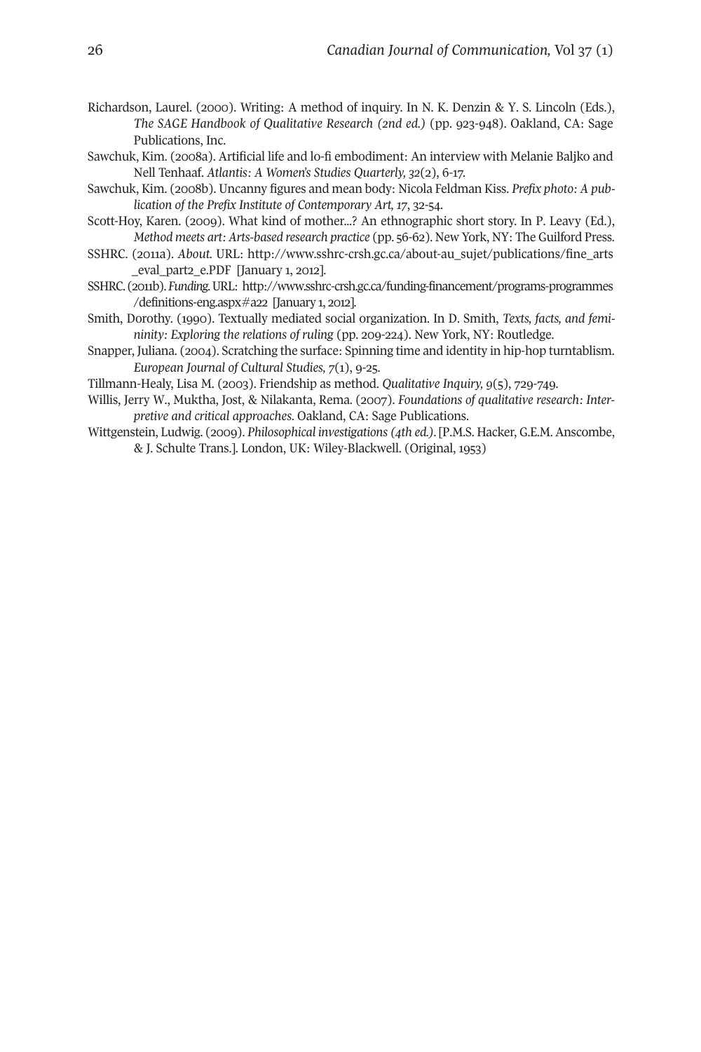Richardson, Laurel. (2000). Writing: A method of inquiry. In N. K. Denzin & Y. S. Lincoln (Eds.), *The SAGE Handbook of Qualitative Research (2nd ed.)* (pp. 923-948). Oakland, CA: Sage Publications, Inc.

Sawchuk, Kim. (2008a). Artificial life and lo-fi embodiment: An interview with Melanie Baljko and Nell Tenhaaf. *Atlantis: A Women's Studies Quarterly, 32*(2), 6-17.

Sawchuk, Kim. (2008b). Uncanny figures and mean body: Nicola Feldman Kiss. *Prefix photo: A publication of the Prefix Institute of Contemporary Art, 17*, 32-54.

Scott-Hoy, Karen. (2009). What kind of mother...? An ethnographic short story. In P. Leavy (Ed.), *Method meets art: Arts-based research practice* (pp. 56-62). New York, NY: The Guilford Press.

SSHRC. (2011a). *About.* URL: http://www.sshrc-crsh.gc.ca/about-au_sujet/publications/fine_arts_eval_part2_e.PDF [January 1, 2012].

SSHRC. (2011b). *Funding.* URL: http://www.sshrc-crsh.gc.ca/funding-financement/programs-programmes/definitions-eng.aspx#a22 [January 1, 2012].

Smith, Dorothy. (1990). Textually mediated social organization. In D. Smith, *Texts, facts, and femininity: Exploring the relations of ruling* (pp. 209-224). New York, NY: Routledge.

Snapper, Juliana. (2004). Scratching the surface: Spinning time and identity in hip-hop turntablism. *European Journal of Cultural Studies, 7*(1), 9-25.

Tillmann-Healy, Lisa M. (2003). Friendship as method. *Qualitative Inquiry, 9*(5), 729-749.

Willis, Jerry W., Muktha, Jost, & Nilakanta, Rema. (2007). *Foundations of qualitative research: Interpretive and critical approaches.* Oakland, CA: Sage Publications.

Wittgenstein, Ludwig. (2009). *Philosophical investigations (4th ed.).* [P.M.S. Hacker, G.E.M. Anscombe, & J. Schulte Trans.]. London, UK: Wiley-Blackwell. (Original, 1953)